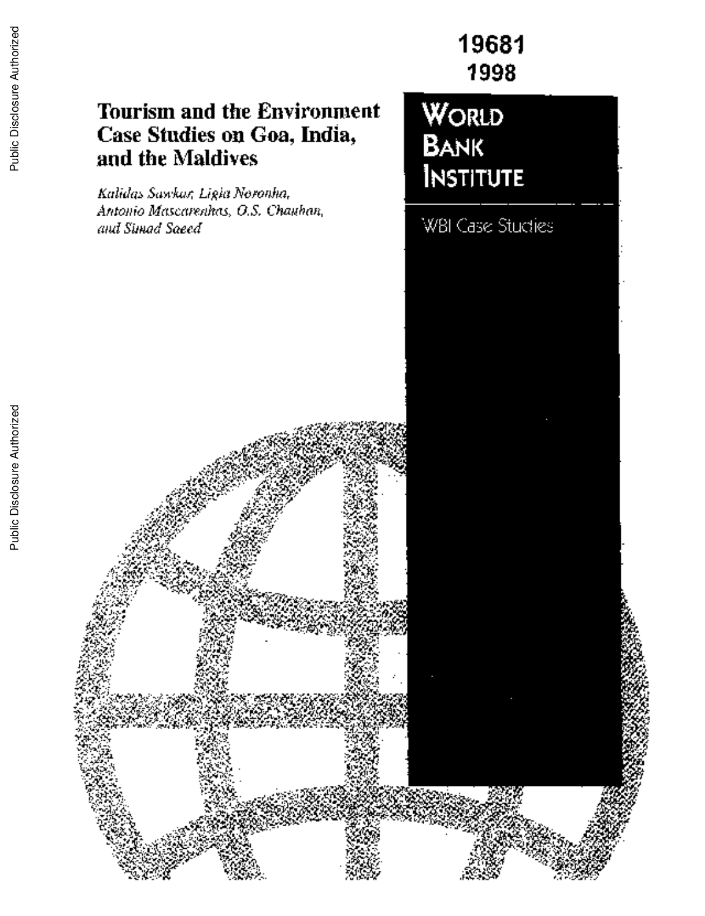19681
1998

# Tourism and the Environment Case Studies on Goa, India, and the Maldives

*Kalidas Sawkar, Ligia Noronha, Antonio Mascarenhas, O.S. Chauhan, and Simad Saeed*

**WORLD BANK INSTITUTE**

WBI Case Studies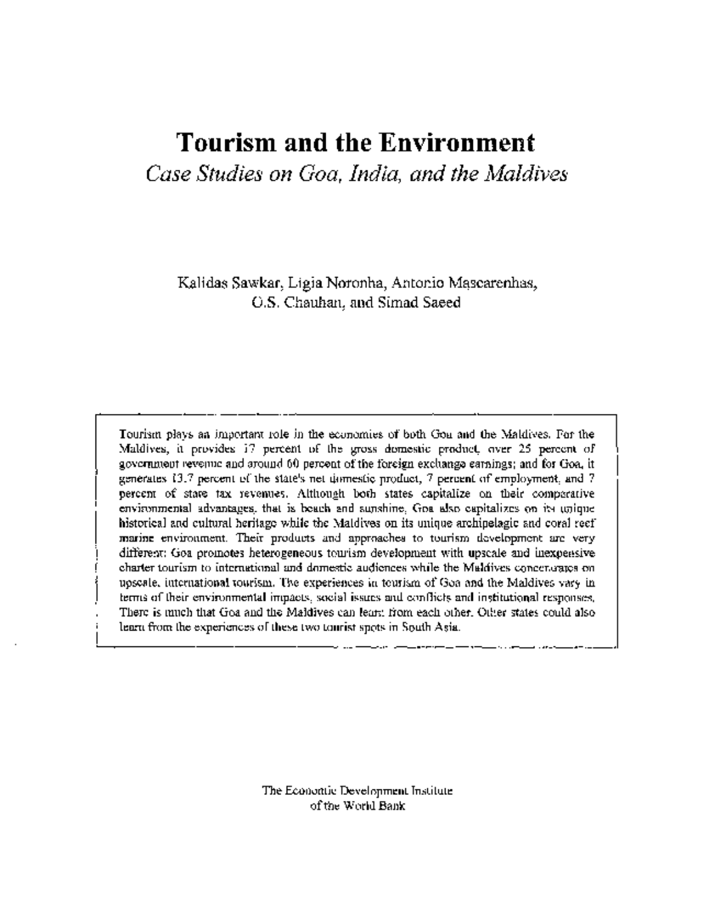# Tourism and the Environment

*Case Studies on Goa, India, and the Maldives*

Kalidas Sawkar, Ligia Noronha, Antonio Mascarenhas, O.S. Chauhan, and Simad Saeed

> Tourism plays an important role in the economies of both Goa and the Maldives. For the Maldives, it provides 17 percent of the gross domestic product, over 25 percent of government revenue and around 60 percent of the foreign exchange earnings; and for Goa, it generates 13.7 percent of the state's net domestic product, 7 percent of employment, and 7 percent of state tax revenues. Although both states capitalize on their comparative environmental advantages, that is beach and sunshine, Goa also capitalizes on its unique historical and cultural heritage while the Maldives on its unique archipelagic and coral reef marine environment. Their products and approaches to tourism development are very different: Goa promotes heterogeneous tourism development with upscale and inexpensive charter tourism to international and domestic audiences while the Maldives concentrates on upscale, international tourism. The experiences in tourism of Goa and the Maldives vary in terms of their environmental impacts, social issues and conflicts and institutional responses. There is much that Goa and the Maldives can learn from each other. Other states could also learn from the experiences of these two tourist spots in South Asia.

The Economic Development Institute
of the World Bank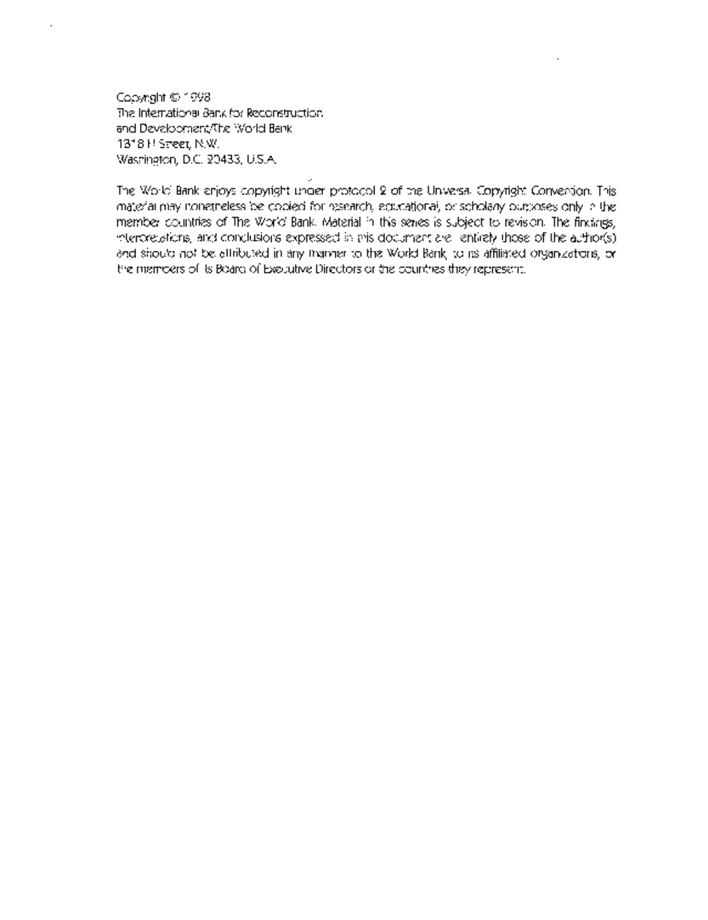Copyright © 1998
The International Bank for Reconstruction
and Development/The World Bank
1818 H Street, N.W.
Washington, D.C. 20433, U.S.A.

The World Bank enjoys copyright under protocol 2 of the Universal Copyright Convention. This material may nonetheless be copied for research, educational, or scholarly purposes only in the member countries of The World Bank. Material in this series is subject to revision. The findings, interpretations, and conclusions expressed in this document are entirely those of the author(s) and should not be attributed in any manner to the World Bank, to its affiliated organizations, or the members of its Board of Executive Directors or the countries they represent.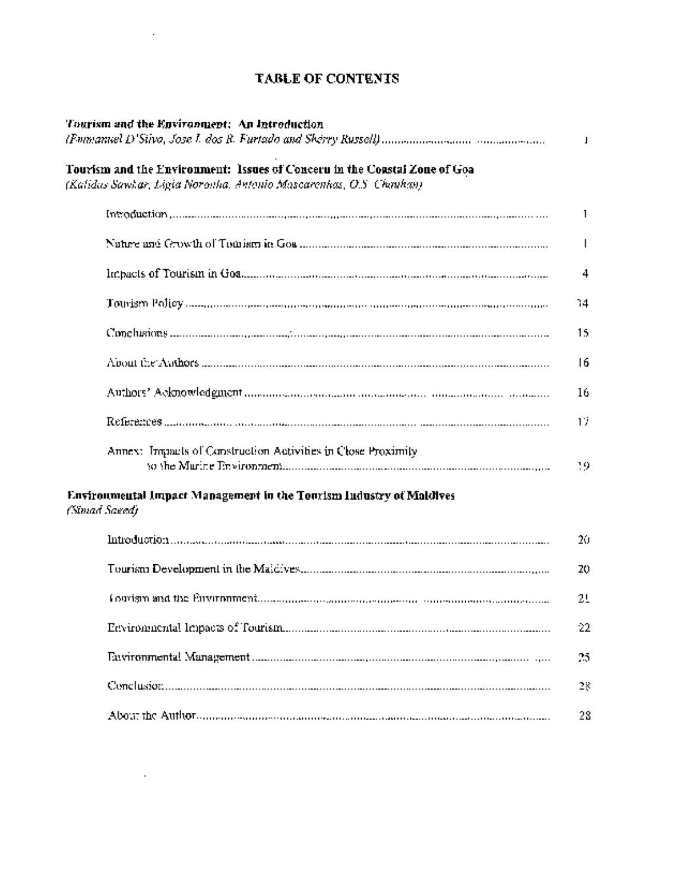# TABLE OF CONTENTS

**Tourism and the Environment: An Introduction**
*(Emmanuel D'Silva, Jose I. dos R. Furtado and Sherry Russell)* ............................................ 1

**Tourism and the Environment: Issues of Concern in the Coastal Zone of Goa**
*(Kalidas Sawkar, Ligia Noronha, Antonio Mascarenhas, O.S. Chauhan)*

- Introduction ........................................................................................................ 1
- Nature and Growth of Tourism in Goa ................................................................ 1
- Impacts of Tourism in Goa.................................................................................. 4
- Tourism Policy .................................................................................................... 14
- Conclusions ........................................................................................................ 15
- About the Authors ............................................................................................... 16
- Authors' Acknowledgment ................................................................................... 16
- References .......................................................................................................... 17
- Annex: Impacts of Construction Activities in Close Proximity to the Marine Environment........................................................................................... 19

**Environmental Impact Management in the Tourism Industry of Maldives**
*(Simad Saeed)*

- Introduction ........................................................................................................ 20
- Tourism Development in the Maldives................................................................ 20
- Tourism and the Environment............................................................................. 21
- Environmental Impacts of Tourism...................................................................... 22
- Environmental Management ............................................................................... 25
- Conclusion .......................................................................................................... 28
- About the Author.................................................................................................. 28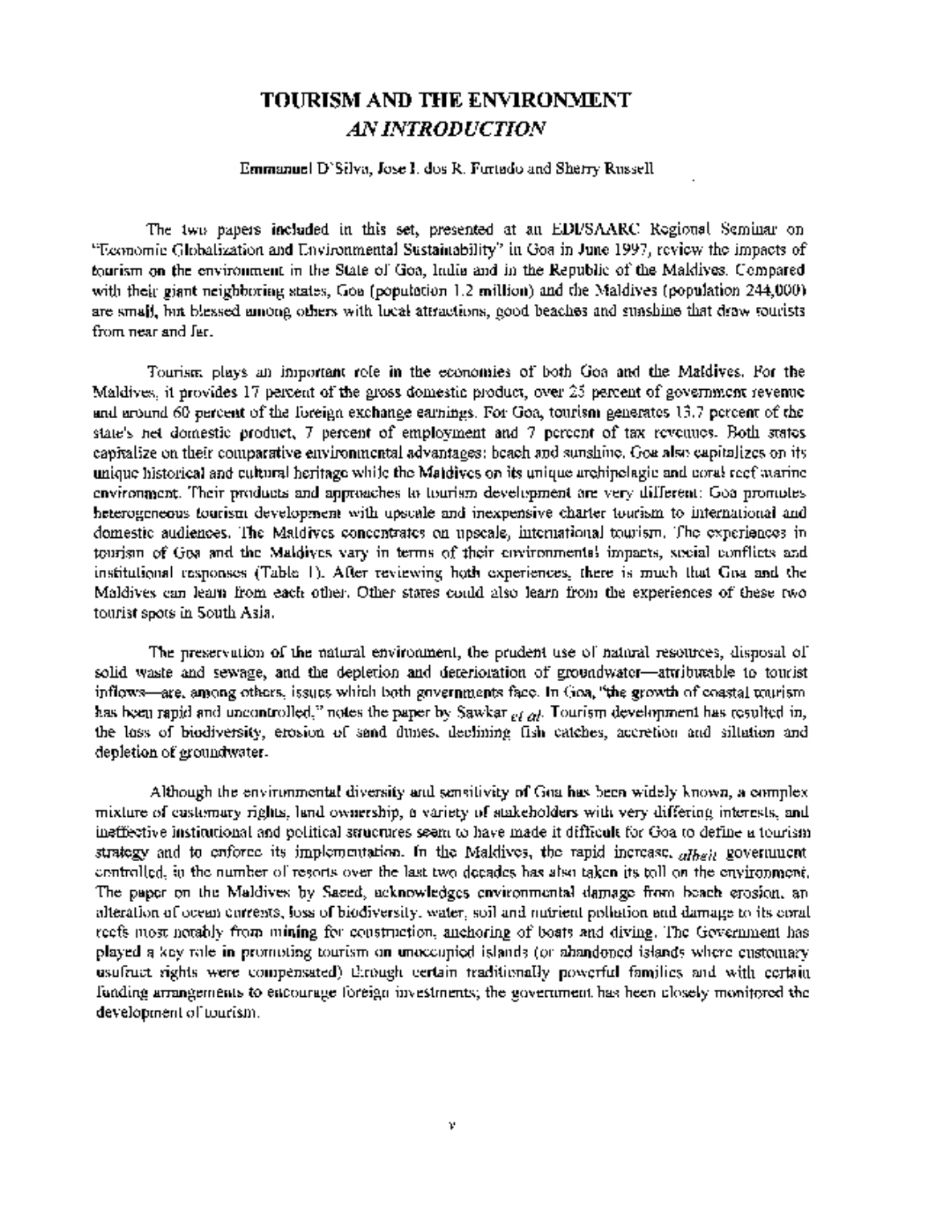# TOURISM AND THE ENVIRONMENT
## *AN INTRODUCTION*

Emmanuel D'Silva, Jose I. dos R. Furtado and Sherry Russell

The two papers included in this set, presented at an EDI/SAARC Regional Seminar on "Economic Globalization and Environmental Sustainability" in Goa in June 1997, review the impacts of tourism on the environment in the State of Goa, India and in the Republic of the Maldives. Compared with their giant neighboring states, Goa (population 1.2 million) and the Maldives (population 244,000) are small, but blessed among others with local attractions, good beaches and sunshine that draw tourists from near and far.

Tourism plays an important role in the economies of both Goa and the Maldives. For the Maldives, it provides 17 percent of the gross domestic product, over 25 percent of government revenue and around 60 percent of the foreign exchange earnings. For Goa, tourism generates 13.7 percent of the state's net domestic product, 7 percent of employment and 7 percent of tax revenues. Both states capitalize on their comparative environmental advantages: beach and sunshine. Goa also capitalizes on its unique historical and cultural heritage while the Maldives on its unique archipelagic and coral reef marine environment. Their products and approaches to tourism development are very different: Goa promotes heterogeneous tourism development with upscale and inexpensive charter tourism to international and domestic audiences. The Maldives concentrates on upscale, international tourism. The experiences in tourism of Goa and the Maldives vary in terms of their environmental impacts, social conflicts and institutional responses (Table 1). After reviewing both experiences, there is much that Goa and the Maldives can learn from each other. Other states could also learn from the experiences of these two tourist spots in South Asia.

The preservation of the natural environment, the prudent use of natural resources, disposal of solid waste and sewage, and the depletion and deterioration of groundwater—attributable to tourist inflows—are, among others, issues which both governments face. In Goa, "the growth of coastal tourism has been rapid and uncontrolled," notes the paper by Sawkar *et al*. Tourism development has resulted in, the loss of biodiversity, erosion of sand dunes, declining fish catches, accretion and siltation and depletion of groundwater.

Although the environmental diversity and sensitivity of Goa has been widely known, a complex mixture of customary rights, land ownership, a variety of stakeholders with very differing interests, and ineffective institutional and political structures seem to have made it difficult for Goa to define a tourism strategy and to enforce its implementation. In the Maldives, the rapid increase, *albeit* government controlled, in the number of resorts over the last two decades has also taken its toll on the environment. The paper on the Maldives by Saeed, acknowledges environmental damage from beach erosion, an alteration of ocean currents, loss of biodiversity, water, soil and nutrient pollution and damage to its coral reefs most notably from mining for construction, anchoring of boats and diving. The Government has played a key role in promoting tourism on unoccupied islands (or abandoned islands where customary usufruct rights were compensated) through certain traditionally powerful families and with certain funding arrangements to encourage foreign investments; the government has been closely monitored the development of tourism.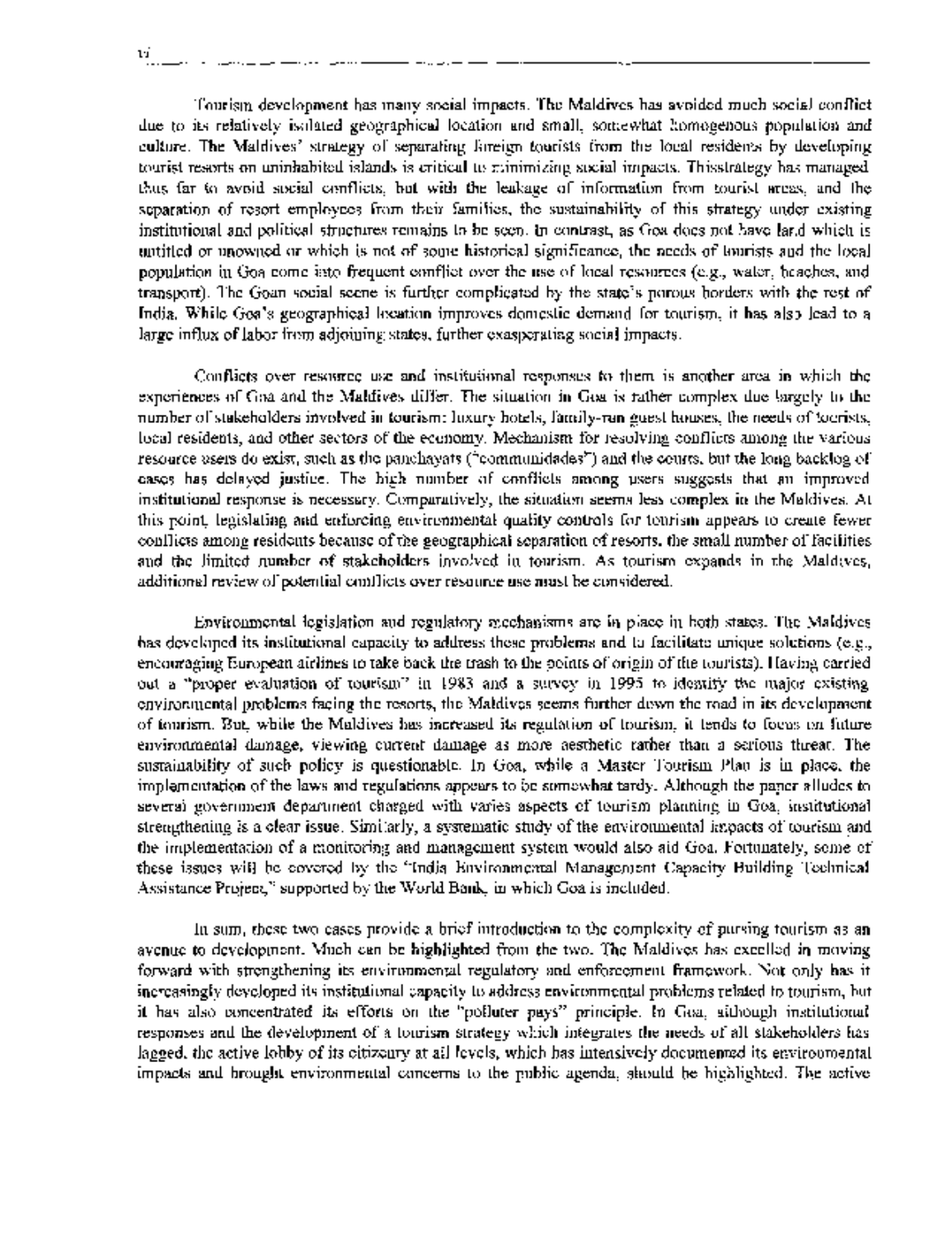Tourism development has many social impacts. The Maldives has avoided much social conflict due to its relatively isolated geographical location and small, somewhat homogenous population and culture. The Maldives' strategy of separating foreign tourists from the local residents by developing tourist resorts on uninhabited islands is critical to minimizing social impacts. Thisstrategy has managed thus far to avoid social conflicts, but with the leakage of information from tourist areas, and the separation of resort employees from their families, the sustainability of this strategy under existing institutional and political structures remains to be seen. In contrast, as Goa does not have land which is untitled or unowned or which is not of some historical significance, the needs of tourists and the local population in Goa come into frequent conflict over the use of local resources (e.g., water, beaches, and transport). The Goan social scene is further complicated by the state's porous borders with the rest of India. While Goa's geographical location improves domestic demand for tourism, it has also lead to a large influx of labor from adjoining states, further exasperating social impacts.

Conflicts over resource use and institutional responses to them is another area in which the experiences of Goa and the Maldives differ. The situation in Goa is rather complex due largely to the number of stakeholders involved in tourism: luxury hotels, family-run guest houses, the needs of tourists, local residents, and other sectors of the economy. Mechanism for resolving conflicts among the various resource users do exist, such as the panchayats ("communidades") and the courts, but the long backlog of cases has delayed justice. The high number of conflicts among users suggests that an improved institutional response is necessary. Comparatively, the situation seems less complex in the Maldives. At this point, legislating and enforcing environmental quality controls for tourism appears to create fewer conflicts among residents because of the geographical separation of resorts, the small number of facilities and the limited number of stakeholders involved in tourism. As tourism expands in the Maldives, additional review of potential conflicts over resource use must be considered.

Environmental legislation and regulatory mechanisms are in place in both states. The Maldives has developed its institutional capacity to address these problems and to facilitate unique solutions (e.g., encouraging European airlines to take back the trash to the points of origin of the tourists). Having carried out a "proper evaluation of tourism" in 1983 and a survey in 1995 to identify the major existing environmental problems facing the resorts, the Maldives seems further down the road in its development of tourism. But, while the Maldives has increased its regulation of tourism, it tends to focus on future environmental damage, viewing current damage as more aesthetic rather than a serious threat. The sustainability of such policy is questionable. In Goa, while a Master Tourism Plan is in place, the implementation of the laws and regulations appears to be somewhat tardy. Although the paper alludes to several government department charged with varies aspects of tourism planning in Goa, institutional strengthening is a clear issue. Similarly, a systematic study of the environmental impacts of tourism and the implementation of a monitoring and management system would also aid Goa. Fortunately, some of these issues will be covered by the "India Environmental Management Capacity Building Technical Assistance Project," supported by the World Bank, in which Goa is included.

In sum, these two cases provide a brief introduction to the complexity of pursing tourism as an avenue to development. Much can be highlighted from the two. The Maldives has excelled in moving forward with strengthening its environmental regulatory and enforcement framework. Not only has it increasingly developed its institutional capacity to address environmental problems related to tourism, but it has also concentrated its efforts on the "polluter pays" principle. In Goa, although institutional responses and the development of a tourism strategy which integrates the needs of all stakeholders has lagged, the active lobby of its citizenry at all levels, which has intensively documented its environmental impacts and brought environmental concerns to the public agenda, should be highlighted. The active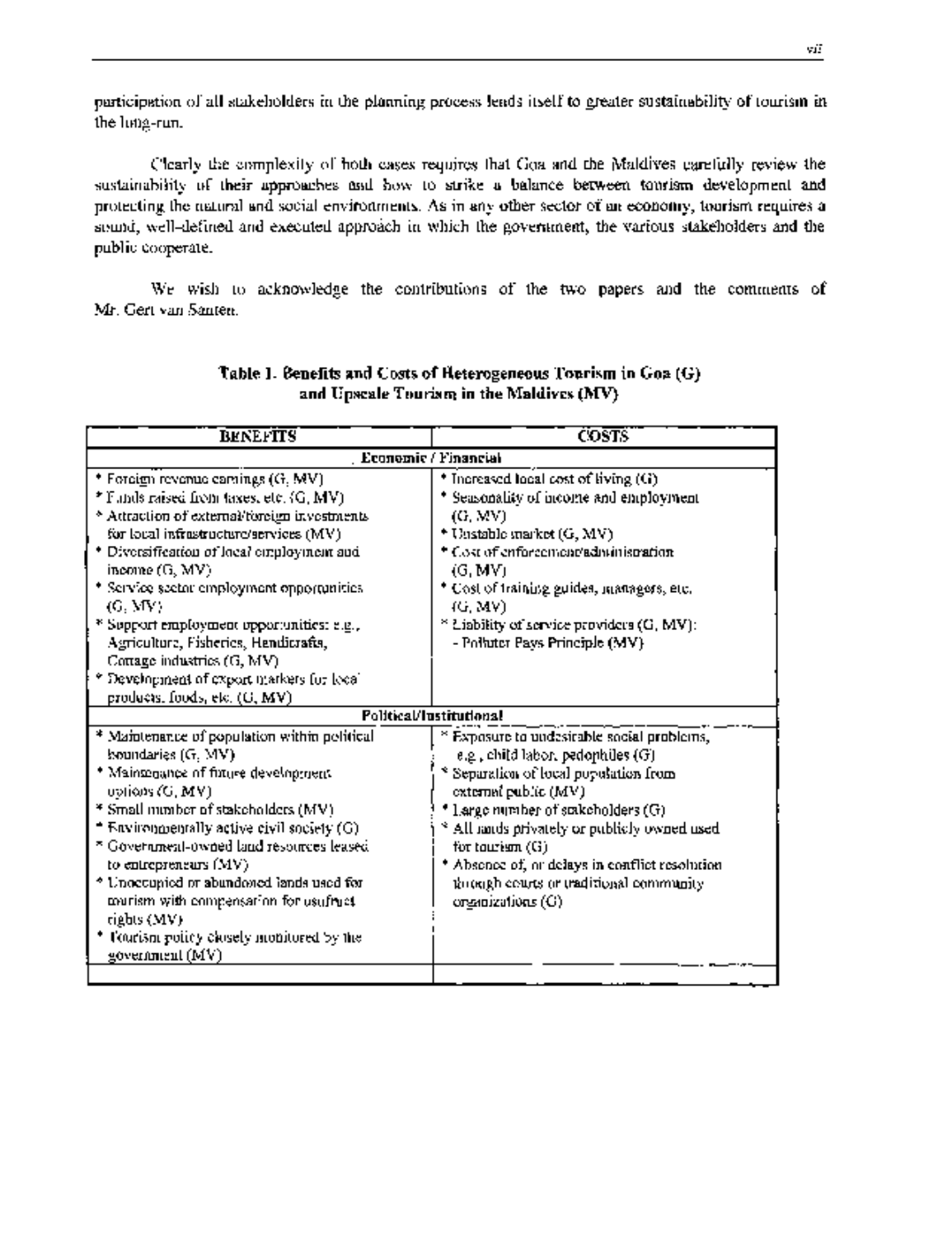participation of all stakeholders in the planning process lends itself to greater sustainability of tourism in the long-run.

Clearly the complexity of both cases requires that Goa and the Maldives carefully review the sustainability of their approaches and how to strike a balance between tourism development and protecting the natural and social environments. As in any other sector of an economy, tourism requires a sound, well-defined and executed approach in which the government, the various stakeholders and the public cooperate.

We wish to acknowledge the contributions of the two papers and the comments of Mr. Gert van Santen.

**Table 1. Benefits and Costs of Heterogeneous Tourism in Goa (G) and Upscale Tourism in the Maldives (MV)**

| BENEFITS | COSTS |
|---|---|
| **Economic / Financial** | |
| * Foreign revenue earnings (G, MV)<br>* Funds raised from taxes, etc. (G, MV)<br>* Attraction of external/foreign investments for local infrastructure/services (MV)<br>* Diversification of local employment and income (G, MV)<br>* Service sector employment opportunities (G, MV)<br>* Support employment opportunities: e.g., Agriculture, Fisheries, Handicrafts, Cottage industries (G, MV)<br>* Development of export markets for local products, foods, etc. (G, MV) | * Increased local cost of living (G)<br>* Seasonality of income and employment (G, MV)<br>* Unstable market (G, MV)<br>* Cost of enforcement/administration (G, MV)<br>* Cost of training guides, managers, etc. (G, MV)<br>* Liability of service providers (G, MV):<br>- Polluter Pays Principle (MV) |
| **Political/Institutional** | |
| * Maintenance of population within political boundaries (G, MV)<br>* Maintenance of future development options (G, MV)<br>* Small number of stakeholders (MV)<br>* Environmentally active civil society (G)<br>* Government-owned land resources leased to entrepreneurs (MV)<br>* Unoccupied or abandoned lands used for tourism with compensation for usufruct rights (MV)<br>* Tourism policy closely monitored by the government (MV) | * Exposure to undesirable social problems, e.g., child labor, pedophiles (G)<br>* Separation of local population from external public (MV)<br>* Large number of stakeholders (G)<br>* All lands privately or publicly owned used for tourism (G)<br>* Absence of, or delays in conflict resolution through courts or traditional community organizations (G) |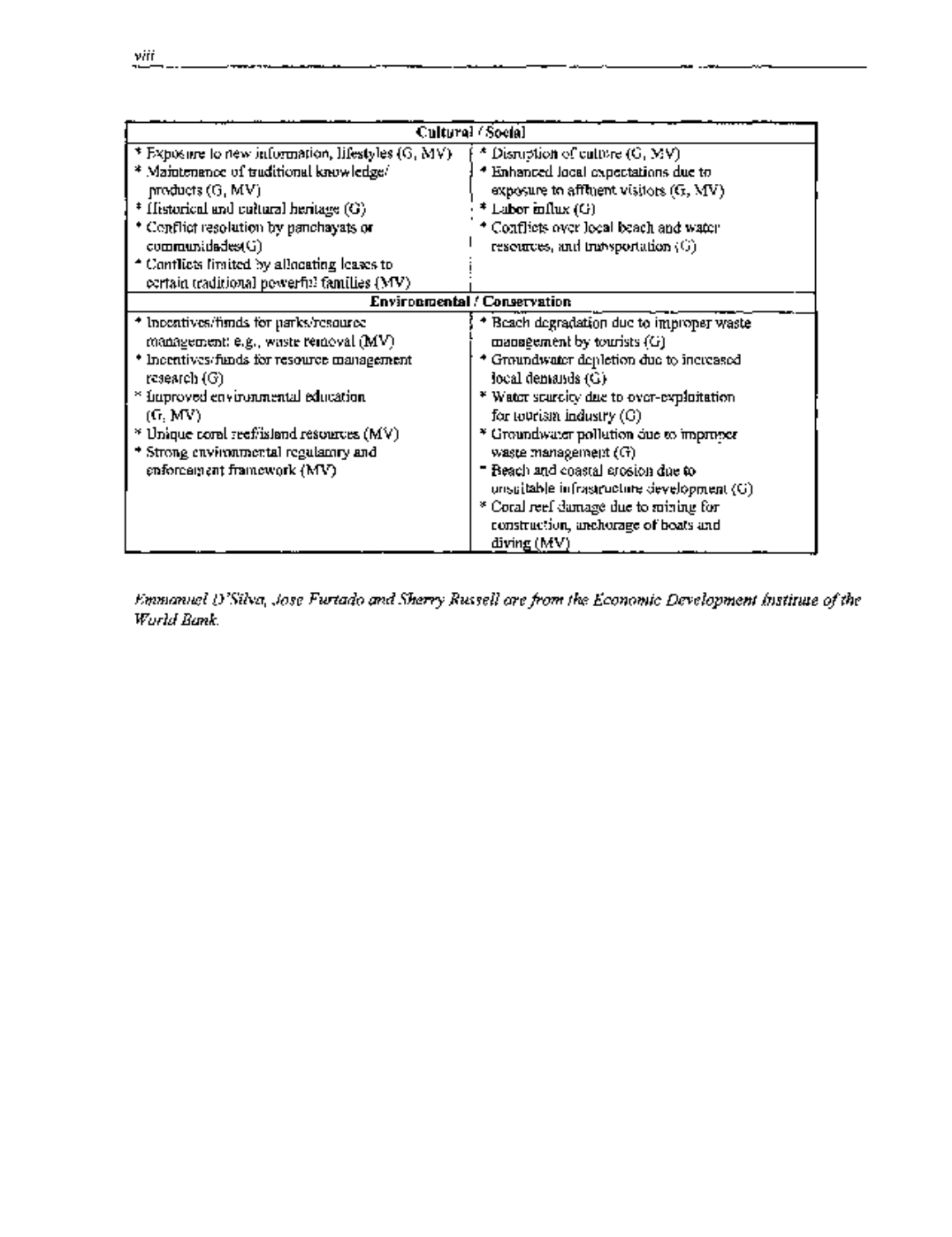| Cultural / Social | |
|---|---|
| * Exposure to new information, lifestyles (G, MV)<br>* Maintenance of traditional knowledge/ products (G, MV)<br>* Historical and cultural heritage (G)<br>* Conflict resolution by panchayats or communidades(G)<br>* Conflicts limited by allocating leases to certain traditional powerful families (MV) | * Disruption of culture (G, MV)<br>* Enhanced local expectations due to exposure to affluent visitors (G, MV)<br>* Labor influx (G)<br>* Conflicts over local beach and water resources, and transportation (G) |
| **Environmental / Conservation** | |
| * Incentives/funds for parks/resource management: e.g., waste removal (MV)<br>* Incentives/funds for resource management research (G)<br>* Improved environmental education (G, MV)<br>* Unique coral reef/island resources (MV)<br>* Strong environmental regulatory and enforcement framework (MV) | * Beach degradation due to improper waste management by tourists (G)<br>* Groundwater depletion due to increased local demands (G)<br>* Water scarcity due to over-exploitation for tourism industry (G)<br>* Groundwater pollution due to improper waste management (G)<br>* Beach and coastal erosion due to unsuitable infrastructure development (G)<br>* Coral reef damage due to mining for construction, anchorage of boats and diving (MV) |

*Emmanuel D'Silva, Jose Furtado and Sherry Russell are from the Economic Development Institute of the World Bank.*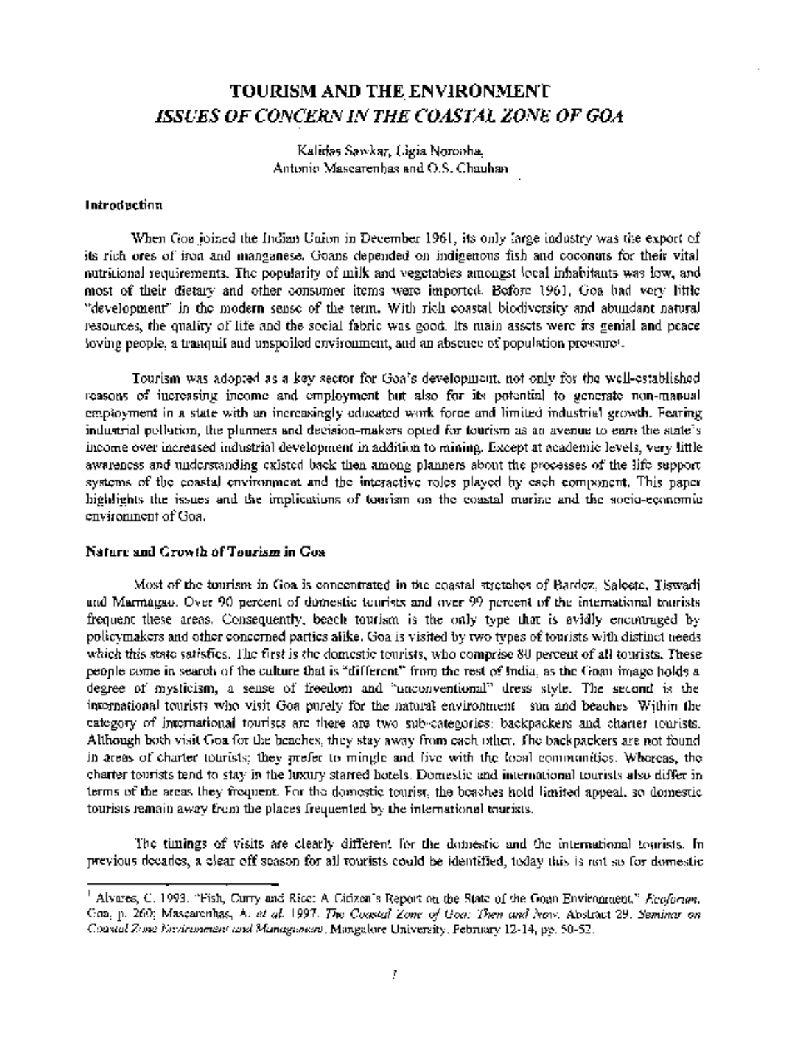# TOURISM AND THE ENVIRONMENT
## *ISSUES OF CONCERN IN THE COASTAL ZONE OF GOA*

Kalidas Sawkar, Ligia Noronha,
Antonio Mascarenhas and O.S. Chauhan

### Introduction

When Goa joined the Indian Union in December 1961, its only large industry was the export of its rich ores of iron and manganese. Goans depended on indigenous fish and coconuts for their vital nutritional requirements. The popularity of milk and vegetables amongst local inhabitants was low, and most of their dietary and other consumer items were imported. Before 1961, Goa had very little "development" in the modern sense of the term. With rich coastal biodiversity and abundant natural resources, the quality of life and the social fabric was good. Its main assets were its genial and peace loving people, a tranquil and unspoiled environment, and an absence of population pressure[1].

Tourism was adopted as a key sector for Goa's development, not only for the well-established reasons of increasing income and employment but also for its potential to generate non-manual employment in a state with an increasingly educated work force and limited industrial growth. Fearing industrial pollution, the planners and decision-makers opted for tourism as an avenue to earn the state's income over increased industrial development in addition to mining. Except at academic levels, very little awareness and understanding existed back then among planners about the processes of the life support systems of the coastal environment and the interactive roles played by each component. This paper highlights the issues and the implications of tourism on the coastal marine and the socio-economic environment of Goa.

### Nature and Growth of Tourism in Goa

Most of the tourism in Goa is concentrated in the coastal stretches of Bardez, Salcete, Tiswadi and Marmagao. Over 90 percent of domestic tourists and over 99 percent of the international tourists frequent these areas. Consequently, beach tourism is the only type that is avidly encouraged by policymakers and other concerned parties alike. Goa is visited by two types of tourists with distinct needs which this state satisfies. The first is the domestic tourists, who comprise 80 percent of all tourists. These people come in search of the culture that is "different" from the rest of India, as the Goan image holds a degree of mysticism, a sense of freedom and "unconventional" dress style. The second is the international tourists who visit Goa purely for the natural environment – sun and beaches. Within the category of international tourists are there are two sub-categories: backpackers and charter tourists. Although both visit Goa for the beaches, they stay away from each other. The backpackers are not found in areas of charter tourists; they prefer to mingle and live with the local communities. Whereas, the charter tourists tend to stay in the luxury starred hotels. Domestic and international tourists also differ in terms of the areas they frequent. For the domestic tourist, the beaches hold limited appeal, so domestic tourists remain away from the places frequented by the international tourists.

The timings of visits are clearly different for the domestic and the international tourists. In previous decades, a clear off season for all tourists could be identified, today this is not so for domestic

---

[1] Alvares, C. 1993. "Fish, Curry and Rice: A Citizen's Report on the State of the Goan Environment." *Ecoforum*, Goa, p. 260; Mascarenhas, A. *et al.* 1997. *The Coastal Zone of Goa: Then and Now.* Abstract 29. *Seminar on Coastal Zone Environment and Management*, Mangalore University. February 12-14, pp. 50-52.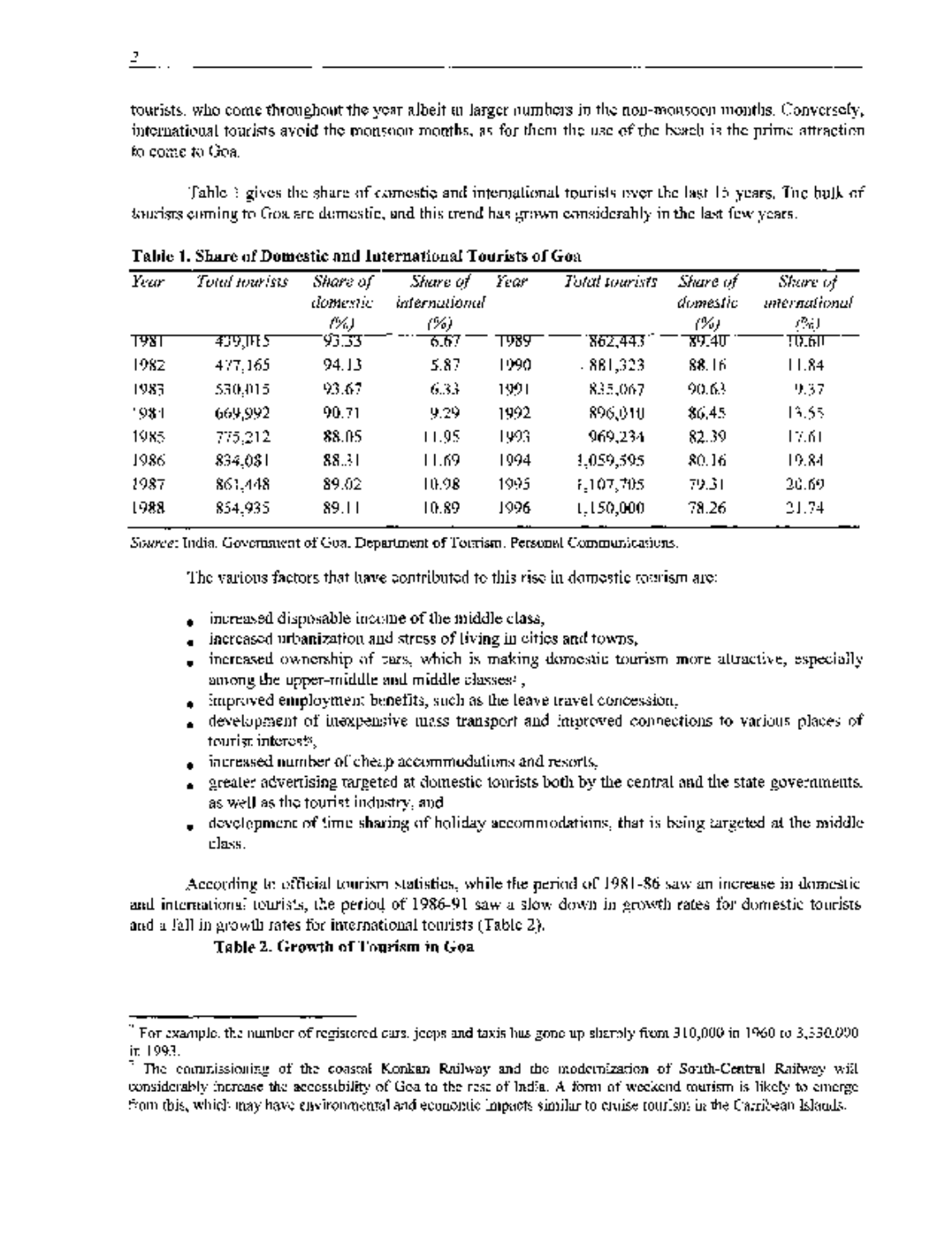tourists, who come throughout the year albeit in larger numbers in the non-monsoon months. Conversely, international tourists avoid the monsoon months, as for them the use of the beach is the prime attraction to come to Goa.

Table 1 gives the share of domestic and international tourists over the last 15 years. The bulk of tourists coming to Goa are domestic, and this trend has grown considerably in the last few years.

**Table 1. Share of Domestic and International Tourists of Goa**

| *Year* | *Total tourists* | *Share of domestic (%)* | *Share of international (%)* | *Year* | *Total tourists* | *Share of domestic (%)* | *Share of international (%)* |
|---|---|---|---|---|---|---|---|
| 1981 | 439,015 | 93.33 | 6.67 | 1989 | 862,443 | 89.40 | 10.60 |
| 1982 | 477,165 | 94.13 | 5.87 | 1990 | 881,323 | 88.16 | 11.84 |
| 1983 | 530,015 | 93.67 | 6.33 | 1991 | 835,067 | 90.63 | 9.37 |
| 1984 | 669,992 | 90.71 | 9.29 | 1992 | 896,010 | 86.45 | 13.55 |
| 1985 | 775,212 | 88.05 | 11.95 | 1993 | 969,234 | 82.39 | 17.61 |
| 1986 | 834,081 | 88.31 | 11.69 | 1994 | 1,059,595 | 80.16 | 19.84 |
| 1987 | 861,448 | 89.02 | 10.98 | 1995 | 1,107,705 | 79.31 | 20.69 |
| 1988 | 854,935 | 89.11 | 10.89 | 1996 | 1,150,000 | 78.26 | 21.74 |

*Source*: India. Government of Goa. Department of Tourism. Personal Communications.

The various factors that have contributed to this rise in domestic tourism are:

- increased disposable income of the middle class,
- increased urbanization and stress of living in cities and towns,
- increased ownership of cars, which is making domestic tourism more attractive, especially among the upper-middle and middle classes[6],
- improved employment benefits, such as the leave travel concession,
- development of inexpensive mass transport and improved connections to various places of tourist interest[7],
- increased number of cheap accommodations and resorts,
- greater advertising targeted at domestic tourists both by the central and the state governments, as well as the tourist industry, and
- development of time sharing of holiday accommodations, that is being targeted at the middle class.

According to official tourism statistics, while the period of 1981-86 saw an increase in domestic and international tourists, the period of 1986-91 saw a slow down in growth rates for domestic tourists and a fall in growth rates for international tourists (Table 2).

**Table 2. Growth of Tourism in Goa**

---

[6] For example, the number of registered cars, jeeps and taxis has gone up sharply from 310,000 in 1960 to 3,330,000 in 1993.

[7] The commissioning of the coastal Konkan Railway and the modernization of South-Central Railway will considerably increase the accessibility of Goa to the rest of India. A form of weekend tourism is likely to emerge from this, which may have environmental and economic impacts similar to cruise tourism in the Carribean Islands.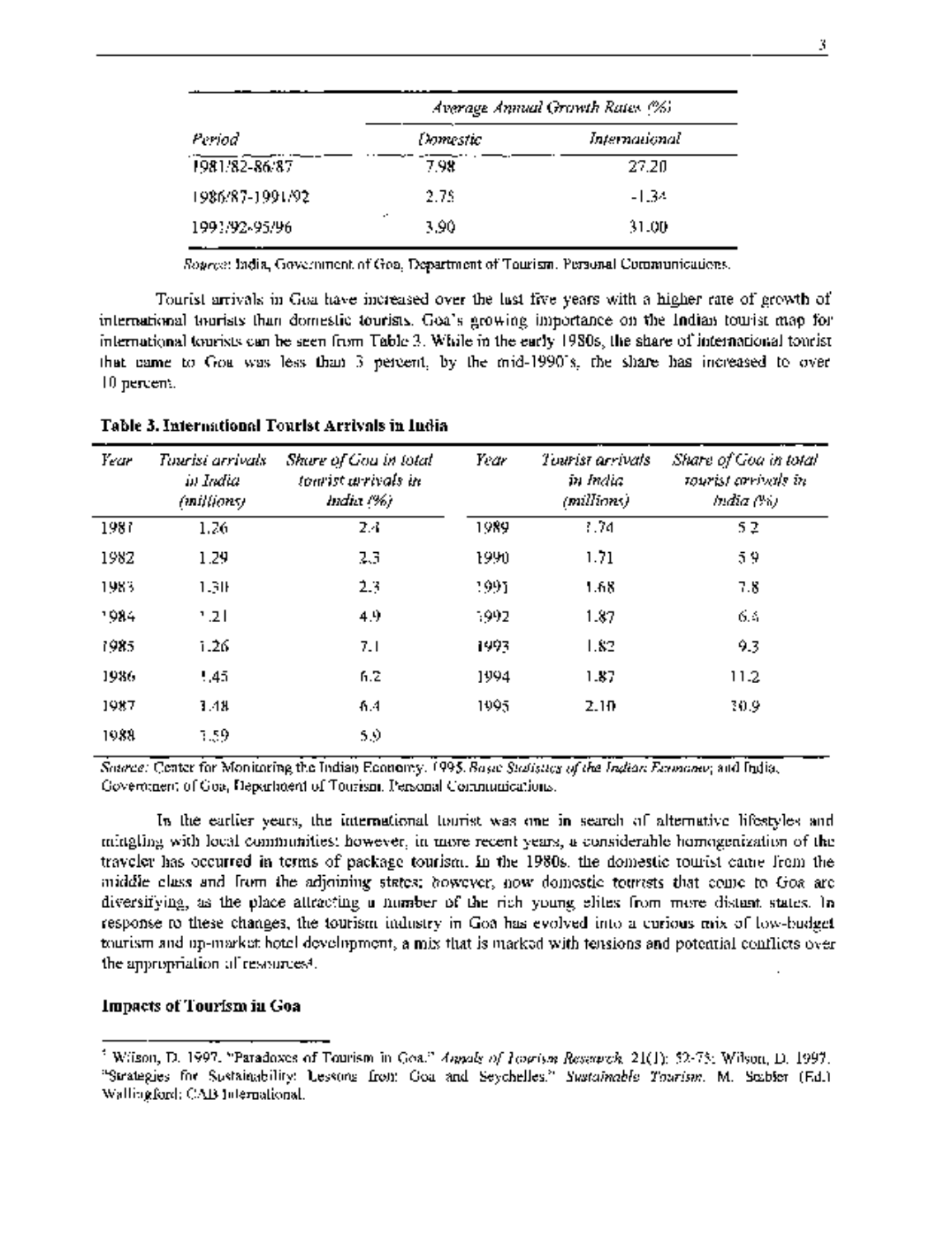| Period | Average Annual Growth Rates (%) | |
|---|---|---|
| | Domestic | International |
| 1981/82-86/87 | 7.98 | 27.20 |
| 1986/87-1991/92 | 2.75 | -1.34 |
| 1991/92-95/96 | 3.90 | 31.00 |

*Source:* India, Government of Goa, Department of Tourism. Personal Communications.

Tourist arrivals in Goa have increased over the last five years with a higher rate of growth of international tourists than domestic tourists. Goa's growing importance on the Indian tourist map for international tourists can be seen from Table 3. While in the early 1980s, the share of international tourist that came to Goa was less than 3 percent, by the mid-1990's, the share has increased to over 10 percent.

**Table 3. International Tourist Arrivals in India**

| Year | Tourist arrivals in India (millions) | Share of Goa in total tourist arrivals in India (%) | Year | Tourist arrivals in India (millions) | Share of Goa in total tourist arrivals in India (%) |
|---|---|---|---|---|---|
| 1981 | 1.26 | 2.4 | 1989 | 1.74 | 5.2 |
| 1982 | 1.29 | 2.3 | 1990 | 1.71 | 5.9 |
| 1983 | 1.30 | 2.3 | 1991 | 1.68 | 7.8 |
| 1984 | 1.21 | 4.9 | 1992 | 1.87 | 6.4 |
| 1985 | 1.26 | 7.1 | 1993 | 1.82 | 9.3 |
| 1986 | 1.45 | 6.2 | 1994 | 1.87 | 11.2 |
| 1987 | 1.48 | 6.4 | 1995 | 2.10 | 10.9 |
| 1988 | 1.59 | 5.9 | | | |

*Source:* Center for Monitoring the Indian Economy. 1995. *Basic Statistics of the Indian Economy*; and India, Government of Goa, Department of Tourism. Personal Communications.

In the earlier years, the international tourist was one in search of alternative lifestyles and mingling with local communities; however, in more recent years, a considerable homogenization of the traveler has occurred in terms of package tourism. In the 1980s, the domestic tourist came from the middle class and from the adjoining states; however, now domestic tourists that come to Goa are diversifying, as the place attracting a number of the rich young elites from more distant states. In response to these changes, the tourism industry in Goa has evolved into a curious mix of low-budget tourism and up-market hotel development, a mix that is marked with tensions and potential conflicts over the appropriation of resources[4].

**Impacts of Tourism in Goa**

[4] Wilson, D. 1997. "Paradoxes of Tourism in Goa." *Annals of Tourism Research*. 21(1): 52-75; Wilson, D. 1997. "Strategies for Sustainability: Lessons from Goa and Seychelles." *Sustainable Tourism*. M. Stabler (Ed.) Wallingford: CAB International.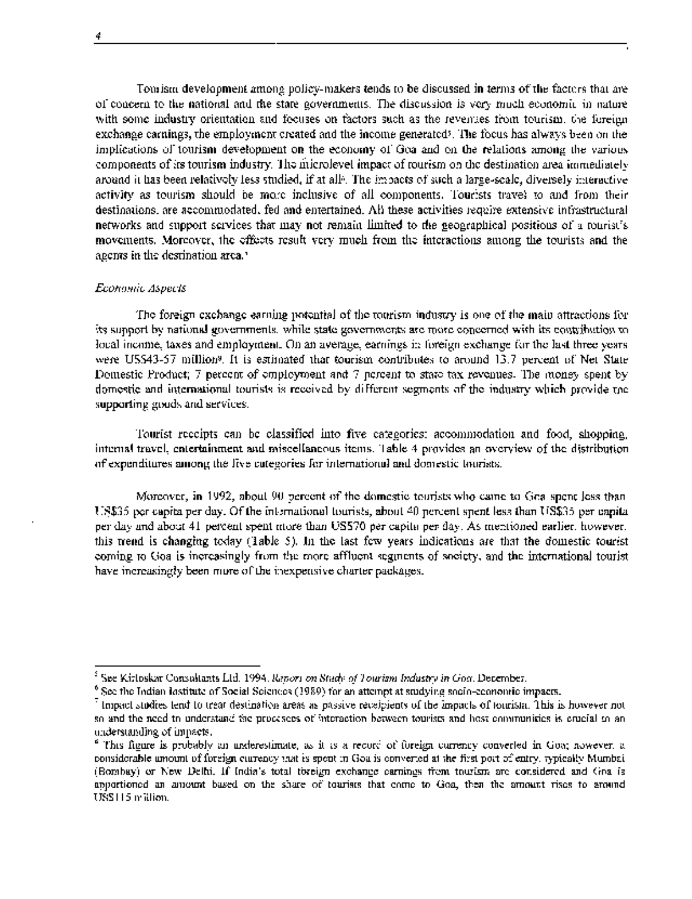Tourism development among policy-makers tends to be discussed in terms of the factors that are of concern to the national and the state governments. The discussion is very much economic in nature with some industry orientation and focuses on factors such as the revenues from tourism, the foreign exchange earnings, the employment created and the income generated[5]. The focus has always been on the implications of tourism development on the economy of Goa and on the relations among the various components of its tourism industry. The microlevel impact of tourism on the destination area immediately around it has been relatively less studied, if at all[6]. The impacts of such a large-scale, diversely interactive activity as tourism should be more inclusive of all components. Tourists travel to and from their destinations, are accommodated, fed and entertained. All these activities require extensive infrastructural networks and support services that may not remain limited to the geographical positions of a tourist's movements. Moreover, the effects result very much from the interactions among the tourists and the agents in the destination area.[7]

*Economic Aspects*

The foreign exchange earning potential of the tourism industry is one of the main attractions for its support by national governments, while state governments are more concerned with its contribution to local income, taxes and employment. On an average, earnings in foreign exchange for the last three years were US$43-57 million[8]. It is estimated that tourism contributes to around 13.7 percent of Net State Domestic Product; 7 percent of employment and 7 percent to state tax revenues. The money spent by domestic and international tourists is received by different segments of the industry which provide the supporting goods and services.

Tourist receipts can be classified into five categories: accommodation and food, shopping, internal travel, entertainment and miscellaneous items. Table 4 provides an overview of the distribution of expenditures among the five categories for international and domestic tourists.

Moreover, in 1992, about 90 percent of the domestic tourists who came to Goa spent less than US$35 per capita per day. Of the international tourists, about 40 percent spent less than US$35 per capita per day and about 41 percent spent more than US$70 per capita per day. As mentioned earlier, however, this trend is changing today (Table 5). In the last few years indications are that the domestic tourist coming to Goa is increasingly from the more affluent segments of society, and the international tourist have increasingly been more of the inexpensive charter packages.

---

[5] See Kirloskar Consultants Ltd. 1994. *Report on Study of Tourism Industry in Goa*. December.

[6] See the Indian Institute of Social Sciences (1989) for an attempt at studying socio-economic impacts.

[7] Impact studies tend to treat destination areas as passive receipients of the impacts of tourism. This is however not so and the need to understand the processes of interaction between tourists and host communities is crucial to an understanding of impacts.

[8] This figure is probably an underestimate, as it is a record of foreign currency converted in Goa; however, a considerable amount of foreign currency that is spent in Goa is converted at the first port of entry, typically Mumbai (Bombay) or New Delhi. If India's total foreign exchange earnings from tourism are considered and Goa is apportioned an amount based on the share of tourists that come to Goa, then the amount rises to around US$115 million.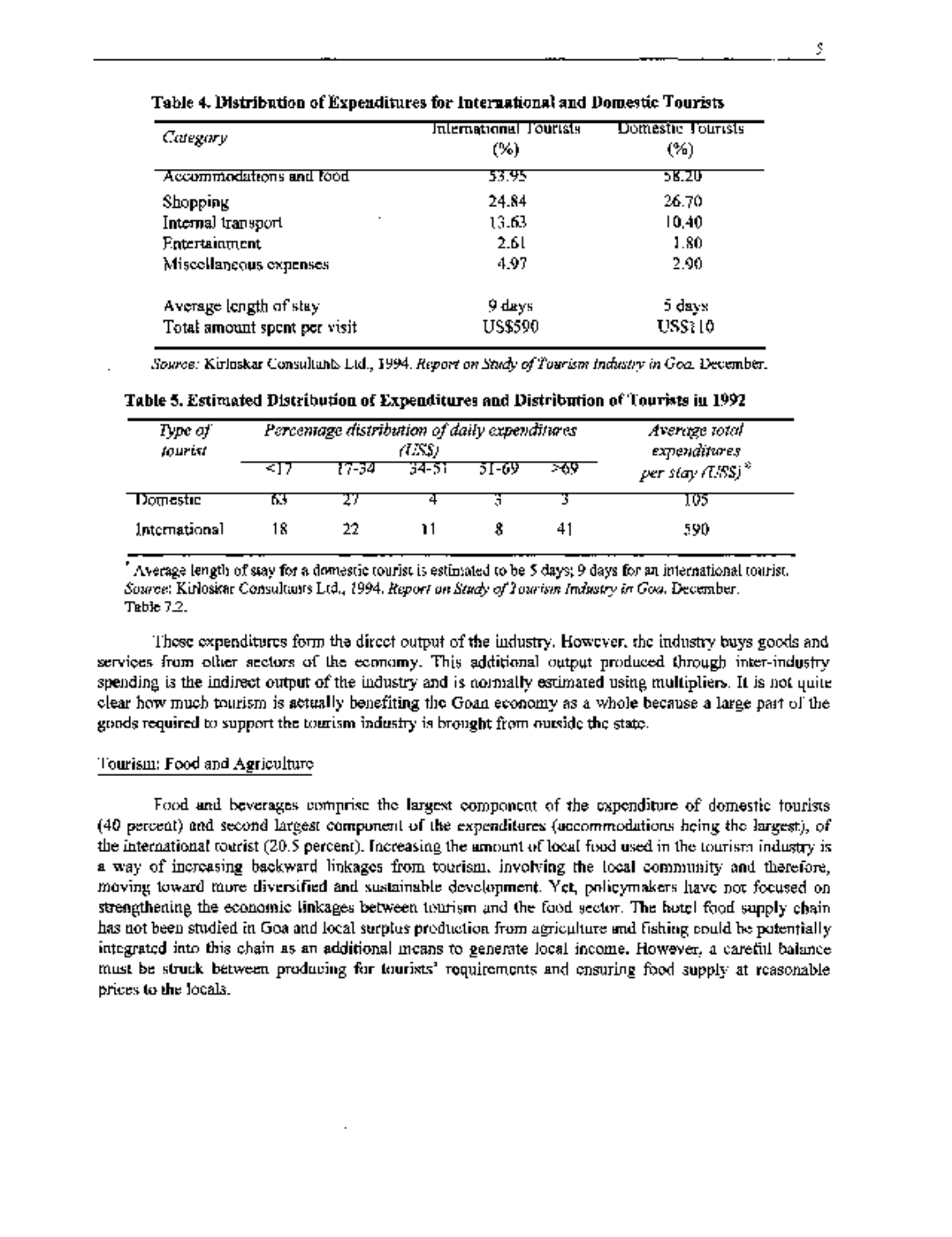**Table 4. Distribution of Expenditures for International and Domestic Tourists**

| *Category* | International Tourists (%) | Domestic Tourists (%) |
|---|---|---|
| Accommodations and food | 53.95 | 58.20 |
| Shopping | 24.84 | 26.70 |
| Internal transport | 13.63 | 10.40 |
| Entertainment | 2.61 | 1.80 |
| Miscellaneous expenses | 4.97 | 2.90 |
| Average length of stay | 9 days | 5 days |
| Total amount spent per visit | US$590 | US$110 |

*Source:* Kirloskar Consultants Ltd., 1994. *Report on Study of Tourism Industry in Goa.* December.

**Table 5. Estimated Distribution of Expenditures and Distribution of Tourists in 1992**

| *Type of tourist* | *Percentage distribution of daily expenditures (US$)* | | | | | *Average total expenditures per stay (US$)*\* |
|---|---|---|---|---|---|---|
| | <17 | 17-34 | 34-51 | 51-69 | >69 | |
| Domestic | 63 | 27 | 4 | 3 | 3 | 105 |
| International | 18 | 22 | 11 | 8 | 41 | 590 |

\* Average length of stay for a domestic tourist is estimated to be 5 days; 9 days for an international tourist.
*Source:* Kirloskar Consultants Ltd., 1994. *Report on Study of Tourism Industry in Goa.* December. Table 7.2.

These expenditures form the direct output of the industry. However, the industry buys goods and services from other sectors of the economy. This additional output produced through inter-industry spending is the indirect output of the industry and is normally estimated using multipliers. It is not quite clear how much tourism is actually benefiting the Goan economy as a whole because a large part of the goods required to support the tourism industry is brought from outside the state.

Tourism: Food and Agriculture

Food and beverages comprise the largest component of the expenditure of domestic tourists (40 percent) and second largest component of the expenditures (accommodations being the largest), of the international tourist (20.5 percent). Increasing the amount of local food used in the tourism industry is a way of increasing backward linkages from tourism, involving the local community and therefore, moving toward more diversified and sustainable development. Yet, policymakers have not focused on strengthening the economic linkages between tourism and the food sector. The hotel food supply chain has not been studied in Goa and local surplus production from agriculture and fishing could be potentially integrated into this chain as an additional means to generate local income. However, a careful balance must be struck between producing for tourists' requirements and ensuring food supply at reasonable prices to the locals.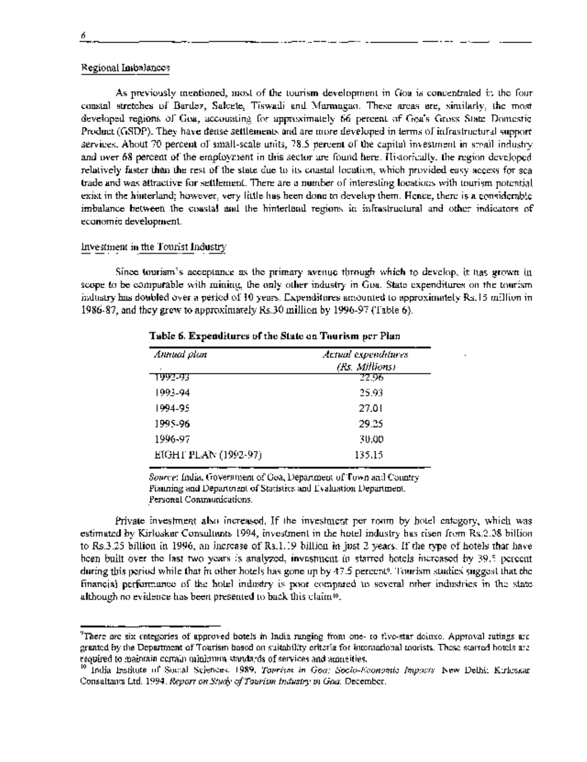Regional Imbalances

As previously mentioned, most of the tourism development in Goa is concentrated in the four coastal stretches of Bardez, Salcete, Tiswadi and Marmagao. These areas are, similarly, the most developed regions of Goa, accounting for approximately 66 percent of Goa's Gross State Domestic Product (GSDP). They have dense settlements and are more developed in terms of infrastructural support services. About 70 percent of small-scale units, 78.5 percent of the capital investment in small industry and over 68 percent of the employment in this sector are found here. Historically, the region developed relatively faster than the rest of the state due to its coastal location, which provided easy access for sea trade and was attractive for settlement. There are a number of interesting locations with tourism potential exist in the hinterland; however, very little has been done to develop them. Hence, there is a considerable imbalance between the coastal and the hinterland regions in infrastructural and other indicators of economic development.

Investment in the Tourist Industry

Since tourism's acceptance as the primary avenue through which to develop, it has grown in scope to be comparable with mining, the only other industry in Goa. State expenditures on the tourism industry has doubled over a period of 10 years. Expenditures amounted to approximately Rs.15 million in 1986-87, and they grew to approximately Rs.30 million by 1996-97 (Table 6).

**Table 6. Expenditures of the State on Tourism per Plan**

| *Annual plan* | *Actual expenditures (Rs. Millions)* |
|---|---|
| 1992-93 | 22.96 |
| 1993-94 | 25.93 |
| 1994-95 | 27.01 |
| 1995-96 | 29.25 |
| 1996-97 | 30.00 |
| EIGHT PLAN (1992-97) | 135.15 |

*Source*: India, Government of Goa, Department of Town and Country Planning and Department of Statistics and Evaluation Department. Personal Communications.

Private investment also increased. If the investment per room by hotel category, which was estimated by Kirloskar Consultants 1994, investment in the hotel industry has risen from Rs.2.08 billion to Rs.3.25 billion in 1996, an increase of Rs.1.19 billion in just 2 years. If the type of hotels that have been built over the last two years is analyzed, investment in starred hotels increased by 39.5 percent during this period while that in other hotels has gone up by 47.5 percent[9]. Tourism studies suggest that the financial performance of the hotel industry is poor compared to several other industries in the state although no evidence has been presented to back this claim[10].

---

[9] There are six categories of approved hotels in India ranging from one- to five-star deluxe. Approval ratings are granted by the Department of Tourism based on suitability criteria for international tourists. These starred hotels are required to maintain certain minimum standards of services and amenities.

[10] India Institute of Social Sciences. 1989. *Tourism in Goa: Socio-Economic Impacts*. New Delhi: Kirloskar Consultants Ltd. 1994. *Report on Study of Tourism Industry in Goa*. December.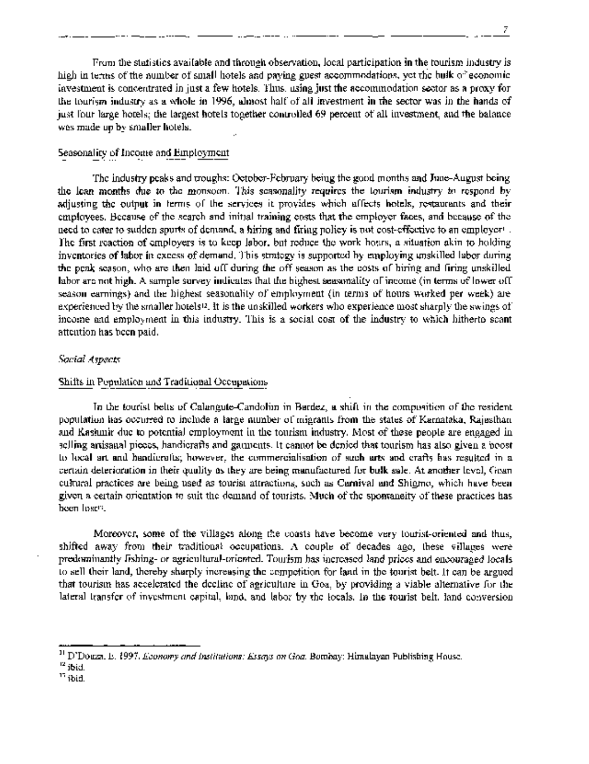From the statistics available and through observation, local participation in the tourism industry is high in terms of the number of small hotels and paying guest accommodations, yet the bulk of economic investment is concentrated in just a few hotels. Thus, using just the accommodation sector as a proxy for the tourism industry as a whole in 1996, almost half of all investment in the sector was in the hands of just four large hotels; the largest hotels together controlled 69 percent of all investment, and the balance was made up by smaller hotels.

Seasonality of Income and Employment

The industry peaks and troughs: October-February being the good months and June-August being the lean months due to the monsoon. This seasonality requires the tourism industry to respond by adjusting the output in terms of the services it provides which affects hotels, restaurants and their employees. Because of the search and initial training costs that the employer faces, and because of the need to cater to sudden spurts of demand, a hiring and firing policy is not cost-effective to an employer[11]. The first reaction of employers is to keep labor, but reduce the work hours, a situation akin to holding inventories of labor in excess of demand. This strategy is supported by employing unskilled labor during the peak season, who are then laid off during the off season as the costs of hiring and firing unskilled labor are not high. A sample survey indicates that the highest seasonality of income (in terms of lower off season earnings) and the highest seasonality of employment (in terms of hours worked per week) are experienced by the smaller hotels[12]. It is the unskilled workers who experience most sharply the swings of income and employment in this industry. This is a social cost of the industry to which hitherto scant attention has been paid.

*Social Aspects*

Shifts in Population and Traditional Occupations

In the tourist belts of Calangute-Candolim in Bardez, a shift in the composition of the resident population has occurred to include a large number of migrants from the states of Karnataka, Rajasthan and Kashmir due to potential employment in the tourism industry. Most of these people are engaged in selling artisanal pieces, handicrafts and garments. It cannot be denied that tourism has also given a boost to local art and handicrafts; however, the commercialisation of such arts and crafts has resulted in a certain deterioration in their quality as they are being manufactured for bulk sale. At another level, Goan cultural practices are being used as tourist attractions, such as Carnival and Shigmo, which have been given a certain orientation to suit the demand of tourists. Much of the spontaneity of these practices has been lost[13].

Moreover, some of the villages along the coasts have become very tourist-oriented and thus, shifted away from their traditional occupations. A couple of decades ago, these villages were predominantly fishing- or agricultural-oriented. Tourism has increased land prices and encouraged locals to sell their land, thereby sharply increasing the competition for land in the tourist belt. It can be argued that tourism has accelerated the decline of agriculture in Goa, by providing a viable alternative for the lateral transfer of investment capital, land, and labor by the locals. In the tourist belt, land conversion

---

[11] D'Souza, B. 1997. *Economy and Institutions: Essays on Goa.* Bombay: Himalayan Publishing House.

[12] ibid.

[13] ibid.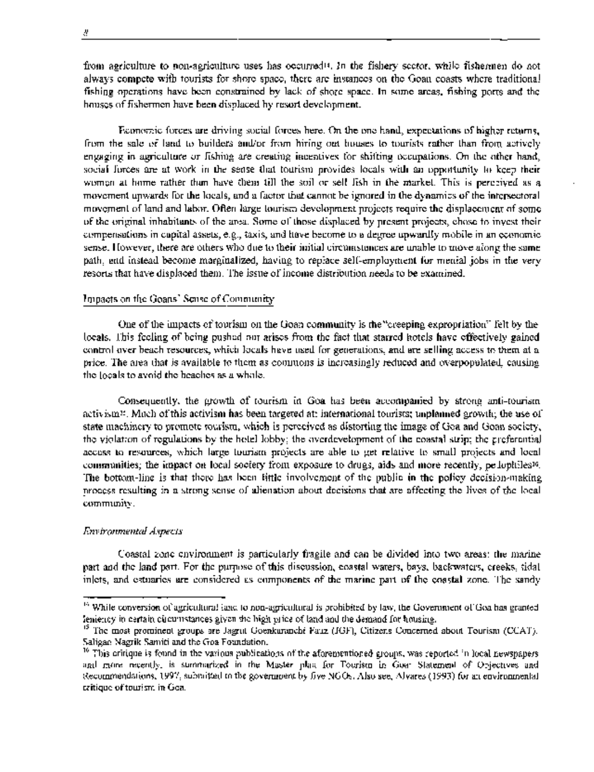from agriculture to non-agriculture uses has occurred[14]. In the fishery sector, while fishermen do not always compete with tourists for shore space, there are instances on the Goan coasts where traditional fishing operations have been constrained by lack of shore space. In some areas, fishing ports and the houses of fishermen have been displaced by resort development.

Economic forces are driving social forces here. On the one hand, expectations of higher returns, from the sale of land to builders and/or from hiring out houses to tourists rather than from actively engaging in agriculture or fishing are creating incentives for shifting occupations. On the other hand, social forces are at work in the sense that tourism provides locals with an opportunity to keep their women at home rather than have them till the soil or sell fish in the market. This is perceived as a movement upwards for the locals, and a factor that cannot be ignored in the dynamics of the intersectoral movement of land and labor. Often large tourism development projects require the displacement of some of the original inhabitants of the area. Some of those displaced by present projects, chose to invest their compensations in capital assets, e.g., taxis, and have become to a degree upwardly mobile in an economic sense. However, there are others who due to their initial circumstances are unable to move along the same path, and instead become marginalized, having to replace self-employment for menial jobs in the very resorts that have displaced them. The issue of income distribution needs to be examined.

Impacts on the Goans' Sense of Community

One of the impacts of tourism on the Goan community is the "creeping expropriation" felt by the locals. This feeling of being pushed out arises from the fact that starred hotels have effectively gained control over beach resources, which locals have used for generations, and are selling access to them at a price. The area that is available to them as commons is increasingly reduced and overpopulated, causing the locals to avoid the beaches as a whole.

Consequently, the growth of tourism in Goa has been accompanied by strong anti-tourism activism[15]. Much of this activism has been targeted at: international tourists; unplanned growth; the use of state machinery to promote tourism, which is perceived as distorting the image of Goa and Goan society, the violation of regulations by the hotel lobby; the overdevelopment of the coastal strip; the preferential access to resources, which large tourism projects are able to get relative to small projects and local communities; the impact on local society from exposure to drugs, aids and more recently, pedophiles[16]. The bottom-line is that there has been little involvement of the public in the policy decision-making process resulting in a strong sense of alienation about decisions that are affecting the lives of the local community.

*Environmental Aspects*

Coastal zone environment is particularly fragile and can be divided into two areas: the marine part and the land part. For the purpose of this discussion, coastal waters, bays, backwaters, creeks, tidal inlets, and estuaries are considered as components of the marine part of the coastal zone. The sandy

---

[14] While conversion of agricultural land to non-agricultural is prohibited by law, the Government of Goa has granted leniency in certain circumstances given the high price of land and the demand for housing.

[15] The most prominent groups are Jagrut Goenkaranchi Fauz (JGF), Citizens Concerned about Tourism (CCAT), Saligao Nagrik Samiti and the Goa Foundation.

[16] This critique is found in the various publications of the aforementioned groups, was reported in local newspapers and more recently, is summarized in the Master plan for Tourism in Goa: Statement of Objectives and Recommendations, 1997, submitted to the government by five NGOs. Also see, Alvares (1993) for an environmental critique of tourism in Goa.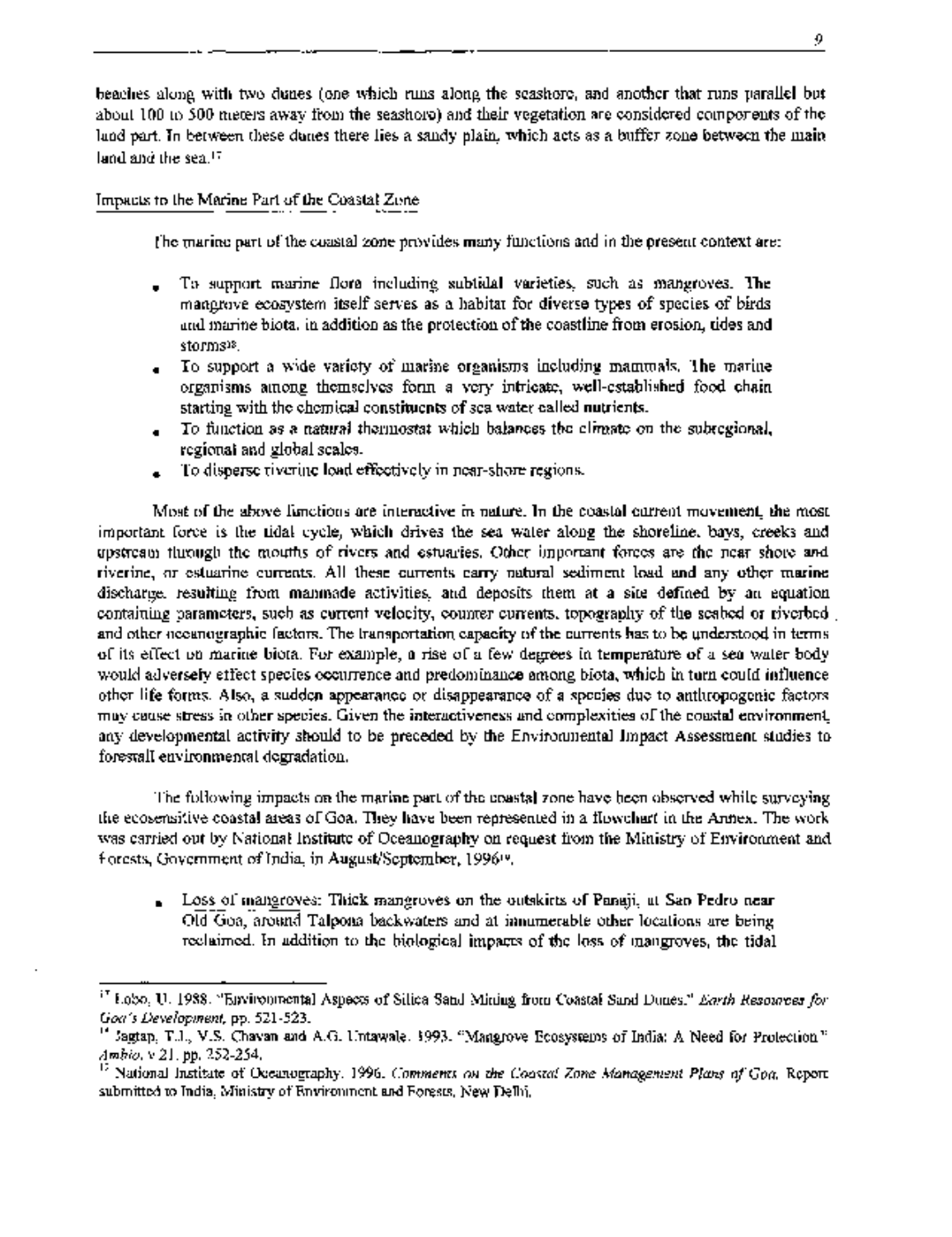beaches along with two dunes (one which runs along the seashore, and another that runs parallel but about 100 to 500 meters away from the seashore) and their vegetation are considered components of the land part. In between these dunes there lies a sandy plain, which acts as a buffer zone between the main land and the sea.[17]

Impacts to the Marine Part of the Coastal Zone

The marine part of the coastal zone provides many functions and in the present context are:

- To support marine flora including subtidal varieties, such as mangroves. The mangrove ecosystem itself serves as a habitat for diverse types of species of birds and marine biota, in addition as the protection of the coastline from erosion, tides and storms[18].
- To support a wide variety of marine organisms including mammals. The marine organisms among themselves form a very intricate, well-established food chain starting with the chemical constituents of sea water called nutrients.
- To function as a natural thermostat which balances the climate on the subregional, regional and global scales.
- To disperse riverine load effectively in near-shore regions.

Most of the above functions are interactive in nature. In the coastal current movement, the most important force is the tidal cycle, which drives the sea water along the shoreline, bays, creeks and upstream through the mouths of rivers and estuaries. Other important forces are the near shore and riverine, or estuarine currents. All these currents carry natural sediment load and any other marine discharge, resulting from manmade activities, and deposits them at a site defined by an equation containing parameters, such as current velocity, counter currents, topography of the seabed or riverbed, and other oceanographic factors. The transportation capacity of the currents has to be understood in terms of its effect on marine biota. For example, a rise of a few degrees in temperature of a sea water body would adversely effect species occurrence and predominance among biota, which in turn could influence other life forms. Also, a sudden appearance or disappearance of a species due to anthropogenic factors may cause stress in other species. Given the interactiveness and complexities of the coastal environment, any developmental activity should to be preceded by the Environmental Impact Assessment studies to forestall environmental degradation.

The following impacts on the marine part of the coastal zone have been observed while surveying the ecosensitive coastal areas of Goa. They have been represented in a flowchart in the Annex. The work was carried out by National Institute of Oceanography on request from the Ministry of Environment and Forests, Government of India, in August/September, 1996[19].

- Loss of mangroves: Thick mangroves on the outskirts of Panaji, at San Pedro near Old Goa, around Talpona backwaters and at innumerable other locations are being reclaimed. In addition to the biological impacts of the loss of mangroves, the tidal

---

[17] Lobo, U. 1988. "Environmental Aspects of Silica Sand Mining from Coastal Sand Dunes." *Earth Resources for Goa's Development*, pp. 521-523.

[18] Jagtap, T.J., V.S. Chavan and A.G. Untawale. 1993. "Mangrove Ecosystems of India: A Need for Protection." *Ambio*, v 21, pp. 252-254.

[19] National Institute of Oceanography. 1996. *Comments on the Coastal Zone Management Plans of Goa*. Report submitted to India, Ministry of Environment and Forests, New Delhi.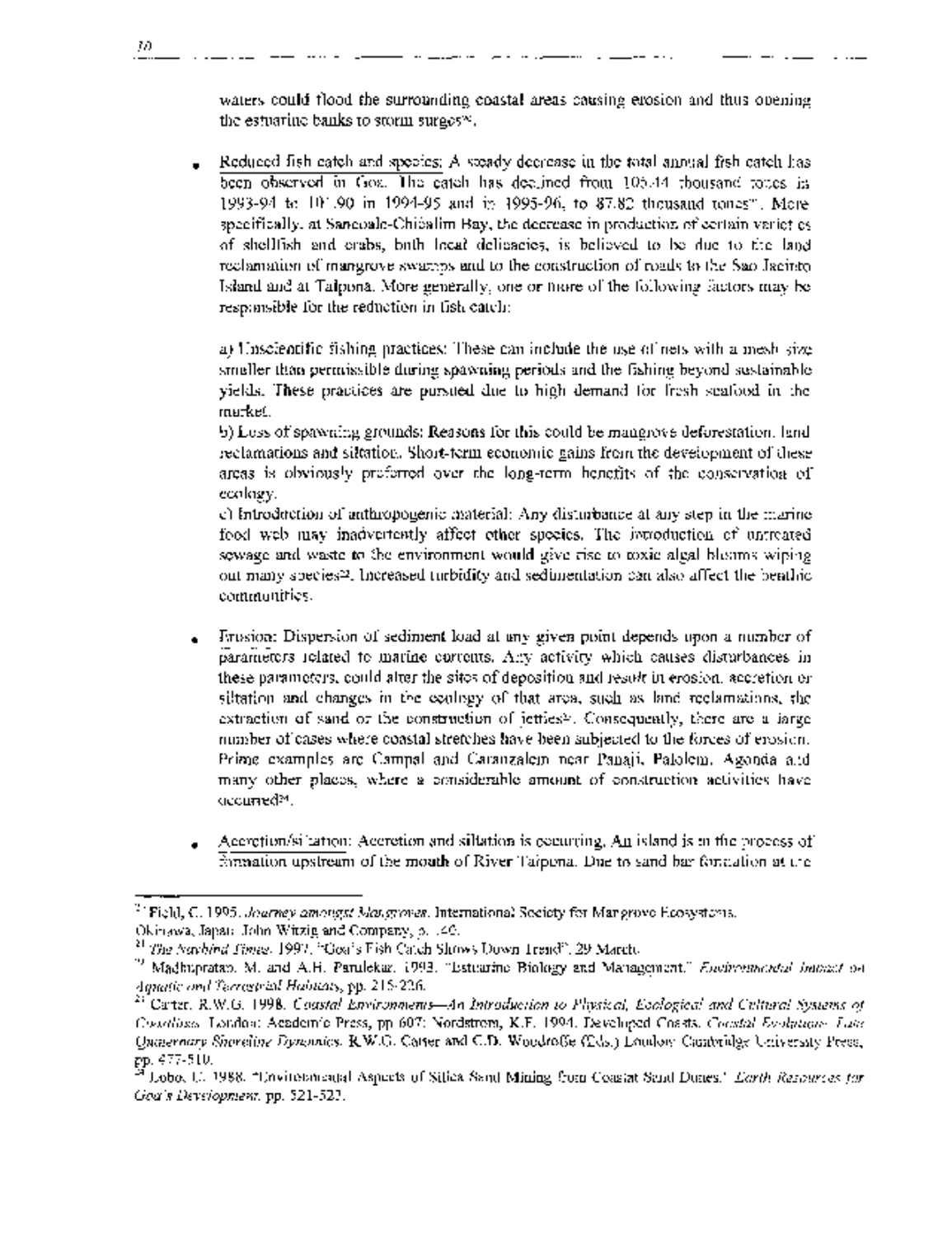waters could flood the surrounding coastal areas causing erosion and thus opening the estuarine banks to storm surges[20].

- Reduced fish catch and species: A steady decrease in the total annual fish catch has been observed in Goa. The catch has declined from 105.44 thousand tones in 1993-94 to 101.90 in 1994-95 and in 1995-96, to 87.82 thousand tones[21]. More specifically, at Sancoale-Chicalim Bay, the decrease in production of certain varieties of shellfish and crabs, both local delicacies, is believed to be due to the land reclamation of mangrove swamps and to the construction of roads to the Sao Jacinto Island and at Talpona. More generally, one or more of the following factors may be responsible for the reduction in fish catch:

  a) Unscientific fishing practices: These can include the use of nets with a mesh size smaller than permissible during spawning periods and the fishing beyond sustainable yields. These practices are pursued due to high demand for fresh seafood in the market.
  b) Loss of spawning grounds: Reasons for this could be mangrove deforestation, land reclamations and siltation. Short-term economic gains from the development of these areas is obviously preferred over the long-term benefits of the conservation of ecology.
  c) Introduction of anthropogenic material: Any disturbance at any step in the marine food web may inadvertently affect other species. The introduction of untreated sewage and waste to the environment would give rise to toxic algal blooms wiping out many species[22]. Increased turbidity and sedimentation can also affect the benthic communities.

- Erosion: Dispersion of sediment load at any given point depends upon a number of parameters related to marine currents. Any activity which causes disturbances in these parameters, could alter the sites of deposition and result in erosion, accretion or siltation and changes in the ecology of that area, such as land reclamations, the extraction of sand or the construction of jetties[23]. Consequently, there are a large number of cases where coastal stretches have been subjected to the forces of erosion. Prime examples are Campal and Caranzalem near Panaji, Palolem, Agonda and many other places, where a considerable amount of construction activities have occurred[24].

- Accretion/siltation: Accretion and siltation is occurring. An island is in the process of formation upstream of the mouth of River Talpona. Due to sand bar formation at the

---

[20] Field, C. 1995. *Journey amongst Mangroves*. International Society for Mangrove Ecosystems. Okinawa, Japan: John Witzig and Company, p. 140.
[21] *The Navhind Times*. 1997. "Goa's Fish Catch Shows Down Trend". 29 March.
[22] Madhupratap, M. and A.H. Parulekar. 1993. "Estuarine Biology and Management." *Environmental Impact on Aquatic and Terrestrial Habitats*, pp. 215-226.
[23] Carter, R.W.G. 1998. *Coastal Environments—An Introduction to Physical, Ecological and Cultural Systems of Coastlines*. London: Academic Press, pp 607; Nordstrom, K.F. 1994. Developed Coasts. *Coastal Evolution: Late Quaternary Shoreline Dynamics*. R.W.G. Carter and C.D. Woodroffe (Eds.) London: Cambridge University Press, pp. 477-510.
[24] Lobo, U. 1988. "Environmental Aspects of Silica Sand Mining from Coastal Sand Dunes." *Earth Resources for Goa's Development*. pp. 521-523.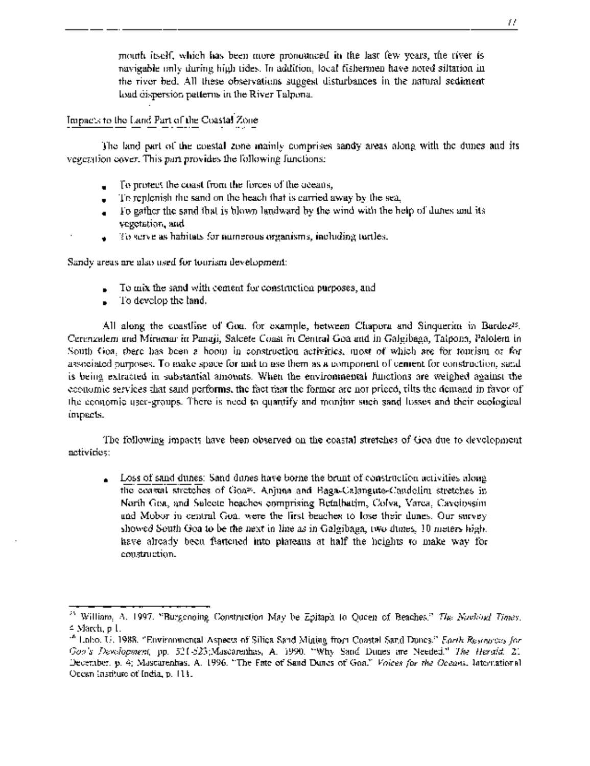mouth itself, which has been more pronounced in the last few years, the river is navigable only during high tides. In addition, local fishermen have noted siltation in the river bed. All these observations suggest disturbances in the natural sediment load dispersion patterns in the River Talpona.

Impacts to the Land Part of the Coastal Zone

The land part of the coastal zone mainly comprises sandy areas along with the dunes and its vegetation cover. This part provides the following functions:

- To protect the coast from the forces of the oceans,
- To replenish the sand on the beach that is carried away by the sea,
- To gather the sand that is blown landward by the wind with the help of dunes and its vegetation, and
- To serve as habitats for numerous organisms, including turtles.

Sandy areas are also used for tourism development:

- To mix the sand with cement for construction purposes, and
- To develop the land.

All along the coastline of Goa, for example, between Chapora and Sinquerim in Bardez[25], Cerenzalem and Miramar in Panaji, Salcete Coast in Central Goa and in Galgibaga, Talpona, Palolem in South Goa, there has been a boom in construction activities, most of which are for tourism or for associated purposes. To make space for and to use them as a component of cement for construction, sand is being extracted in substantial amounts. When the environmental functions are weighed against the economic services that sand performs, the fact that the former are not priced, tilts the demand in favor of the economic user-groups. There is need to quantify and monitor such sand losses and their ecological impacts.

The following impacts have been observed on the coastal stretches of Goa due to development activities:

- Loss of sand dunes: Sand dunes have borne the brunt of construction activities along the coastal stretches of Goa[26]. Anjuna and Baga-Calangute-Candolim stretches in North Goa, and Salcete beaches comprising Betalbatim, Colva, Varca, Cavelossim and Mobor in central Goa, were the first beaches to lose their dunes. Our survey showed South Goa to be the next in line as in Galgibaga, two dunes, 10 meters high, have already been flattened into plateaus at half the heights to make way for construction.

---

[25] William, A. 1997. "Burgeoning Construction May be Epitaph to Queen of Beaches." *The Navhind Times*, 4 March, p 1.

[26] Lobo, U. 1988. "Environmental Aspects of Silica Sand Mining from Coastal Sand Dunes." *Earth Resources for Goa's Development*, pp. 521-523; Mascarenhas, A. 1990. "Why Sand Dunes are Needed." *The Herald*, 21 December, p. 4; Mascarenhas, A. 1996. "The Fate of Sand Dunes of Goa." *Voices for the Oceans*, International Ocean Institute of India, p. 113.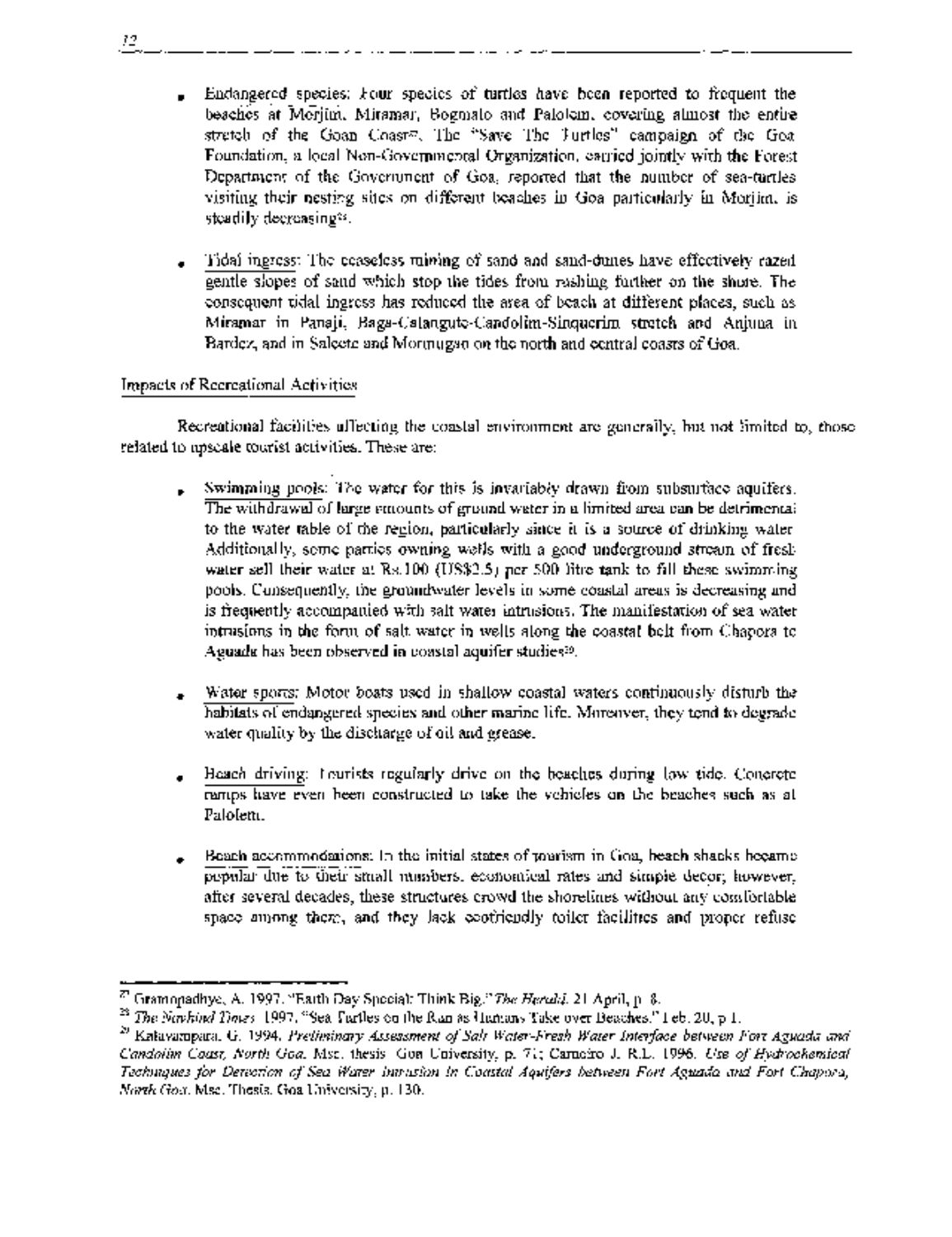- Endangered species: Four species of turtles have been reported to frequent the beaches at Morjim, Miramar, Bogmalo and Palolem, covering almost the entire stretch of the Goan Coast[27]. The "Save The Turtles" campaign of the Goa Foundation, a local Non-Governmental Organization, carried jointly with the Forest Department of the Government of Goa, reported that the number of sea-turtles visiting their nesting sites on different beaches in Goa particularly in Morjim, is steadily decreasing[28].

- Tidal ingress: The ceaseless mining of sand and sand-dunes have effectively razed gentle slopes of sand which stop the tides from rushing further on the shore. The consequent tidal ingress has reduced the area of beach at different places, such as Miramar in Panaji, Baga-Calangute-Candolim-Sinquerim stretch and Anjuna in Bardez, and in Salcete and Mormugao on the north and central coasts of Goa.

Impacts of Recreational Activities

Recreational facilities affecting the coastal environment are generally, but not limited to, those related to upscale tourist activities. These are:

- Swimming pools: The water for this is invariably drawn from subsurface aquifers. The withdrawal of large amounts of ground water in a limited area can be detrimental to the water table of the region, particularly since it is a source of drinking water. Additionally, some parties owning wells with a good underground stream of fresh water sell their water at Rs.100 (US$2.5) per 500 litre tank to fill these swimming pools. Consequently, the groundwater levels in some coastal areas is decreasing and is frequently accompanied with salt water intrusions. The manifestation of sea water intrusions in the form of salt water in wells along the coastal belt from Chapora to Aguada has been observed in coastal aquifer studies[29].

- Water sports: Motor boats used in shallow coastal waters continuously disturb the habitats of endangered species and other marine life. Moreover, they tend to degrade water quality by the discharge of oil and grease.

- Beach driving: Tourists regularly drive on the beaches during low tide. Concrete ramps have even been constructed to take the vehicles on the beaches such as at Palolem.

- Beach accommodations: In the initial states of tourism in Goa, beach shacks became popular due to their small numbers, economical rates and simple decor; however, after several decades, these structures crowd the shorelines without any comfortable space among them, and they lack ecofriendly toilet facilities and proper refuse

---

[27] Gramopadhye, A. 1997. "Earth Day Special: Think Big." *The Herald*. 21 April, p. 8.

[28] *The Navhind Times*. 1997. "Sea Turtles on the Run as Humans Take over Beaches." Feb. 20, p 1.

[29] Kaluvampara, G. 1994. *Preliminary Assessment of Salt Water-Fresh Water Interface between Fort Aguada and Candolim Coast, North Goa*. Msc. thesis. Goa University, p. 71; Carneiro J. R.L. 1996. *Use of Hydrochemical Techniques for Detection of Sea Water Intrusion in Coastal Aquifers between Fort Aguada and Fort Chapora, North Goa*. Msc. Thesis. Goa University, p. 130.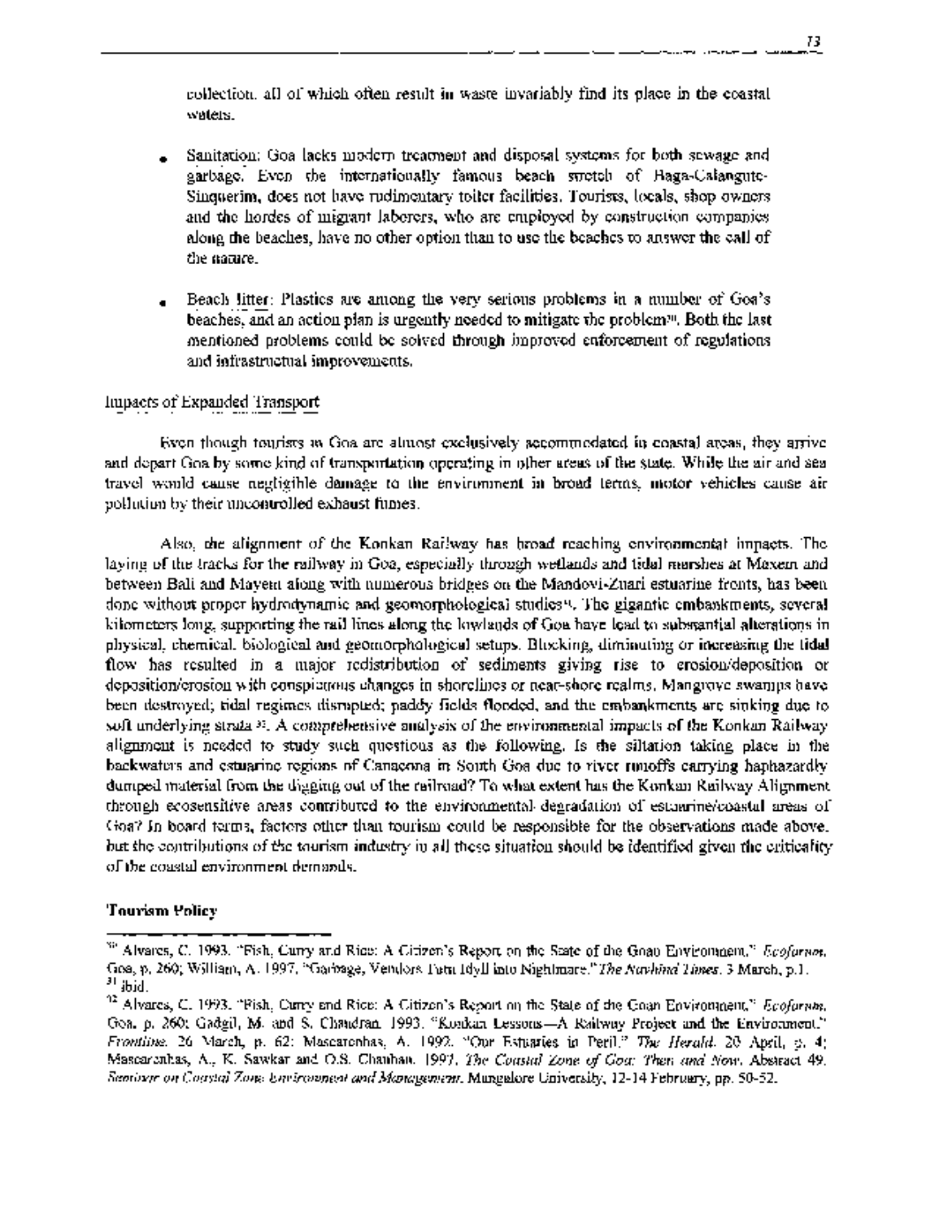collection. all of which often result in waste invariably find its place in the coastal waters.

- Sanitation: Goa lacks modern treatment and disposal systems for both sewage and garbage. Even the internationally famous beach stretch of Baga-Calangute-Sinquerim, does not have rudimentary toilet facilities. Tourists, locals, shop owners and the hordes of migrant laberers, who are employed by construction companies along the beaches, have no other option than to use the beaches to answer the call of the nature.

- Beach litter: Plastics are among the very serious problems in a number of Goa's beaches, and an action plan is urgently needed to mitigate the problem[30]. Both the last mentioned problems could be solved through improved enforcement of regulations and infrastructual improvements.

## Impacts of Expanded Transport

Even though tourists in Goa are almost exclusively accommodated in coastal areas, they arrive and depart Goa by some kind of transportation operating in other areas of the state. While the air and sea travel would cause negligible damage to the environment in broad terms, motor vehicles cause air pollution by their uncontrolled exhaust fumes.

Also, the alignment of the Konkan Railway has broad reaching environmental impacts. The laying of the tracks for the railway in Goa, especially through wetlands and tidal marshes at Maxem and between Bali and Mayem along with numerous bridges on the Mandovi-Zuari estuarine fronts, has been done without proper hydrodynamic and geomorphological studies[31]. The gigantic embankments, several kilometers long, supporting the rail lines along the lowlands of Goa have lead to substantial alterations in physical, chemical, biological and geomorphological setups. Blocking, diminuting or increasing the tidal flow has resulted in a major redistribution of sediments giving rise to erosion/deposition or deposition/erosion with conspicuous changes in shorelines or near-shore realms. Mangrove swamps have been destroyed; tidal regimes disrupted; paddy fields flooded, and the embankments are sinking due to soft underlying strata[32]. A comprehensive analysis of the environmental impacts of the Konkan Railway alignment is needed to study such questions as the following. Is the siltation taking place in the backwaters and estuarine regions of Canacona in South Goa due to river runoffs carrying haphazardly dumped material from the digging out of the railroad? To what extent has the Konkan Railway Alignment through ecosensitive areas contributed to the environmental degradation of estuarine/coastal areas of Goa? In board terms, factors other than tourism could be responsible for the observations made above, but the contributions of the tourism industry in all these situation should be identified given the criticality of the coastal environment demands.

## Tourism Policy

---

[30] Alvares, C. 1993. "Fish, Curry and Rice: A Citizen's Report on the State of the Goan Environment," *Ecoforum*, Goa, p. 260; William, A. 1997. "Garbage, Vendors Turn Idyll into Nightmare." *The Navhind Times*. 3 March, p.1.

[31] Ibid.

[32] Alvares, C. 1993. "Fish, Curry and Rice: A Citizen's Report on the State of the Goan Environment," *Ecoforum*, Goa, p. 260; Gadgil, M. and S. Chandran. 1993. "Konkan Lessons—A Railway Project and the Environment." *Frontline*. 26 March, p. 62; Mascarenhas, A. 1992. "Our Estuaries in Peril." *The Herald*. 20 April, p. 4; Mascarenhas, A., K. Sawkar and O.S. Chauhan. 1997. *The Coastal Zone of Goa: Then and Now*. Abstract 49. *Seminar on Coastal Zone Environment and Management*. Mangalore University, 12-14 February, pp. 50-52.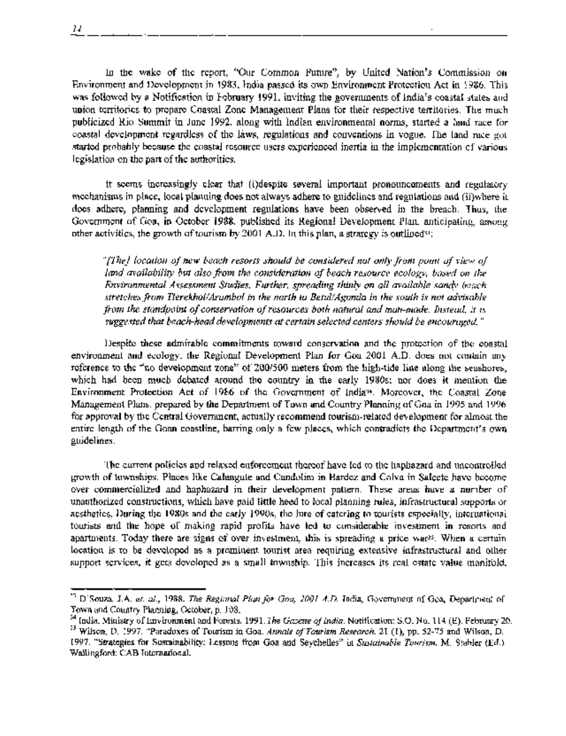In the wake of the report, "Our Common Future", by United Nation's Commission on Environment and Development in 1983, India passed its own Environment Protection Act in 1986. This was followed by a Notification in February 1991, inviting the governments of India's coastal states and union territories to prepare Coastal Zone Management Plans for their respective territories. The much publicized Rio Summit in June 1992, along with Indian environmental norms, started a land race for coastal development regardless of the laws, regulations and conventions in vogue. The land race got started probably because the coastal resource users experienced inertia in the implementation of various legislation on the part of the authorities.

It seems increasingly clear that (i)despite several important pronouncements and regulatory mechanisms in place, local planning does not always adhere to guidelines and regulations and (ii)where it does adhere, planning and development regulations have been observed in the breach. Thus, the Government of Goa, in October 1988, published its Regional Development Plan anticipating, among other activities, the growth of tourism by 2001 A.D. In this plan, a strategy is outlined[33]:

> *"[The] location of new beach resorts should be considered not only from point of view of land availability but also from the consideration of beach resource ecology, based on the Environmental Assessment Studies. Further, spreading thinly on all available sandy beach stretches from Tirekhol/Arambol in the north to Betul/Agonda in the south is not advisable from the standpoint of conservation of resources both natural and man-made. Instead, it is suggested that beach-head developments at certain selected centers should be encouraged."*

Despite these admirable commitments toward conservation and the protection of the coastal environment and ecology, the Regional Development Plan for Goa 2001 A.D. does not contain any reference to the "no development zone" of 200/500 meters from the high-tide line along the seashores, which had been much debated around the country in the early 1980s; nor does it mention the Environment Protection Act of 1986 of the Government of India[34]. Moreover, the Coastal Zone Management Plans, prepared by the Department of Town and Country Planning of Goa in 1995 and 1996 for approval by the Central Government, actually recommend tourism-related development for almost the entire length of the Goan coastline, barring only a few places, which contradicts the Department's own guidelines.

The current policies and relaxed enforcement thereof have led to the haphazard and uncontrolled growth of townships. Places like Calangute and Candolim in Bardez and Colva in Salcete have become over commercialized and haphazard in their development pattern. These areas have a number of unauthorized constructions, which have paid little heed to local planning rules, infrastructural supports or aesthetics. During the 1980s and the early 1990s, the lure of catering to tourists especially, international tourists and the hope of making rapid profits have led to considerable investment in resorts and apartments. Today there are signs of over investment, this is spreading a price war[35]. When a certain location is to be developed as a prominent tourist area requiring extensive infrastructural and other support services, it gets developed as a small township. This increases its real estate value manifold.

---

[33] D'Souza, J.A. *et. al.*, 1988. *The Regional Plan for Goa, 2001 A.D.* India, Government of Goa, Department of Town and Country Planning, October, p. 108.

[34] India. Ministry of Environment and Forests. 1991. *The Gazette of India*. Notification: S.O. No. 114 (E). February 20.

[35] Wilson, D. 1997. "Paradoxes of Tourism in Goa. *Annals of Tourism Research*. 21 (1), pp. 52-75 and Wilson, D. 1997. "Strategies for Sustainability: Lessons from Goa and Seychelles" in *Sustainable Tourism*, M. Stabler (Ed.) Wallingford: CAB International.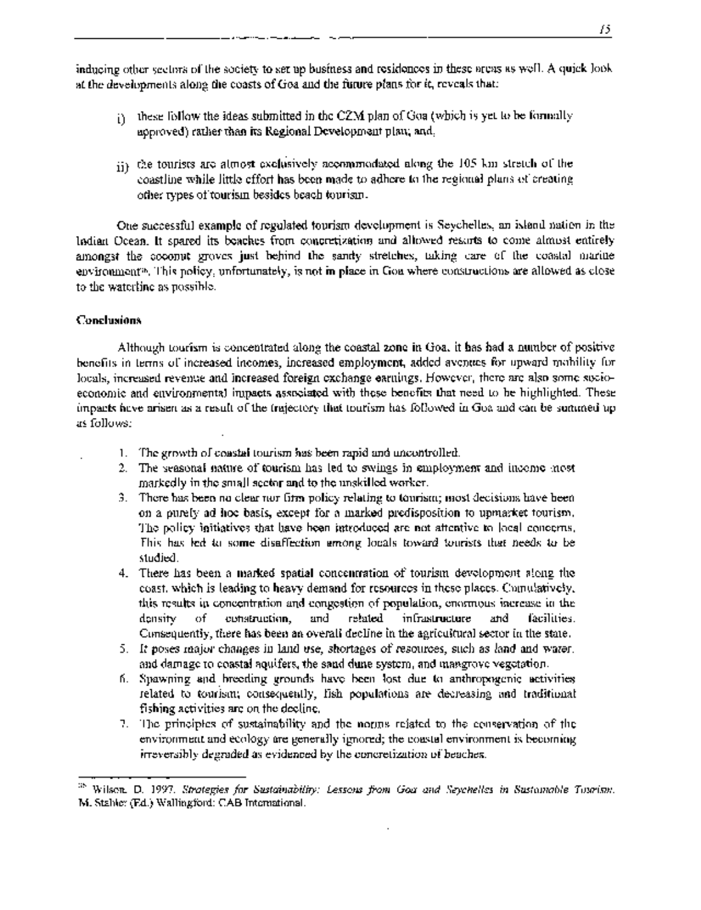inducing other sectors of the society to set up business and residences in these areas as well. A quick look at the developments along the coasts of Goa and the future plans for it, reveals that:

i) these follow the ideas submitted in the CZM plan of Goa (which is yet to be formally approved) rather than its Regional Development plan; and,

ii) the tourists are almost exclusively accommodated along the 105 km stretch of the coastline while little effort has been made to adhere to the regional plans of creating other types of tourism besides beach tourism.

One successful example of regulated tourism development is Seychelles, an island nation in the Indian Ocean. It spared its beaches from concretization and allowed resorts to come almost entirely amongst the coconut groves just behind the sandy stretches, taking care of the coastal marine environment[38]. This policy, unfortunately, is not in place in Goa where constructions are allowed as close to the waterline as possible.

**Conclusions**

Although tourism is concentrated along the coastal zone in Goa, it has had a number of positive benefits in terms of increased incomes, increased employment, added avenues for upward mobility for locals, increased revenue and increased foreign exchange earnings. However, there are also some socio-economic and environmental impacts associated with these benefits that need to be highlighted. These impacts have arisen as a result of the trajectory that tourism has followed in Goa and can be summed up as follows:

1. The growth of coastal tourism has been rapid and uncontrolled.
2. The seasonal nature of tourism has led to swings in employment and income most markedly in the small sector and to the unskilled worker.
3. There has been no clear nor firm policy relating to tourism; most decisions have been on a purely ad hoc basis, except for a marked predisposition to upmarket tourism. The policy initiatives that have been introduced are not attentive to local concerns. This has led to some disaffection among locals toward tourists that needs to be studied.
4. There has been a marked spatial concentration of tourism development along the coast, which is leading to heavy demand for resources in these places. Cumulatively, this results in concentration and congestion of population, enormous increase in the density of construction, and related infrastructure and facilities. Consequently, there has been an overall decline in the agricultural sector in the state.
5. It poses major changes in land use, shortages of resources, such as land and water, and damage to coastal aquifers, the sand dune system, and mangrove vegetation.
6. Spawning and breeding grounds have been lost due to anthropogenic activities related to tourism; consequently, fish populations are decreasing and traditional fishing activities are on the decline.
7. The principles of sustainability and the norms related to the conservation of the environment and ecology are generally ignored; the coastal environment is becoming irreversibly degraded as evidenced by the concretization of beaches.

---

[38] Wilson, D. 1997. *Strategies for Sustainability: Lessons from Goa and Seychelles in Sustainable Tourism.* M. Stabler (Ed.) Wallingford: CAB International.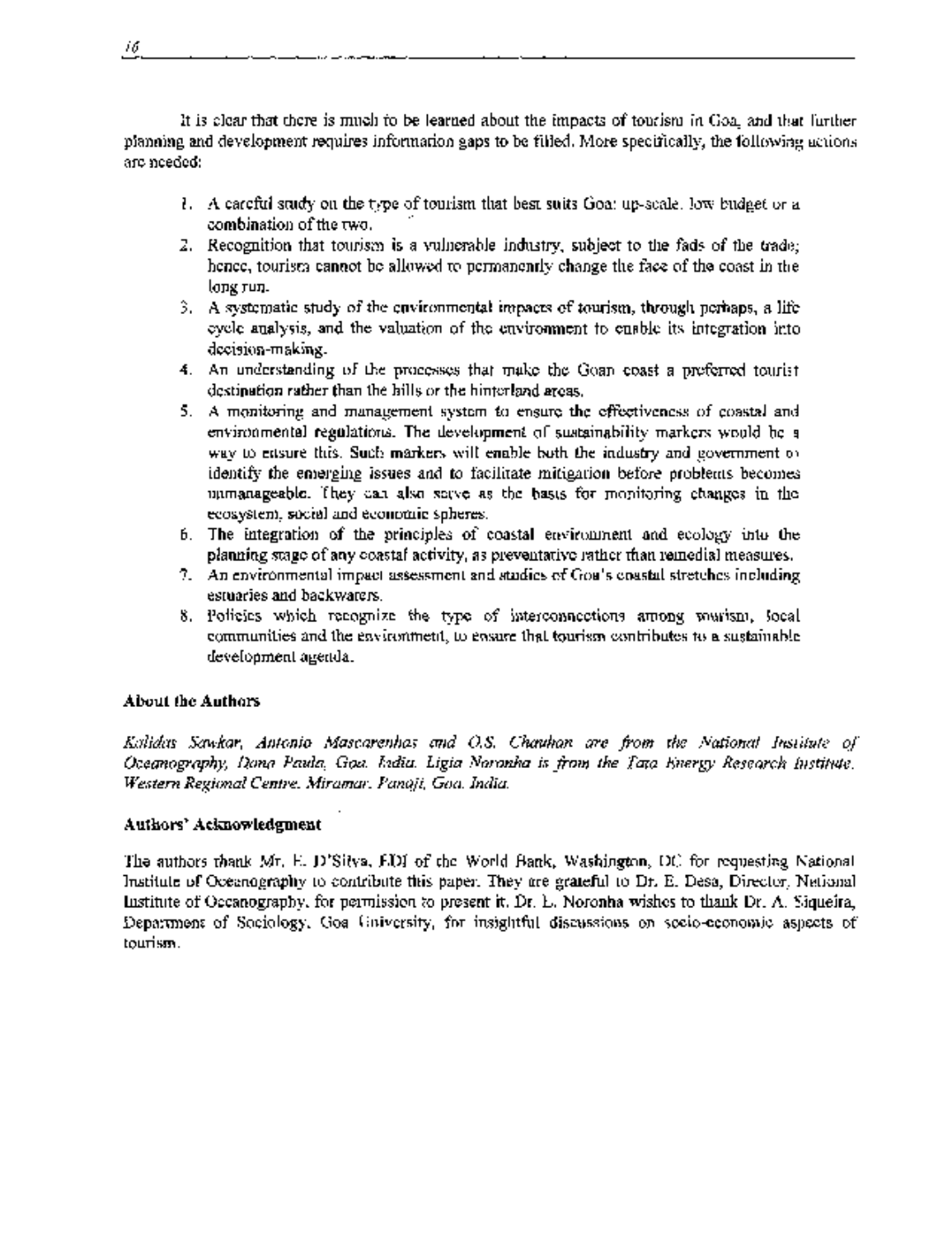It is clear that there is much to be learned about the impacts of tourism in Goa, and that further planning and development requires information gaps to be filled. More specifically, the following actions are needed:

1. A careful study on the type of tourism that best suits Goa: up-scale, low budget or a combination of the two.
2. Recognition that tourism is a vulnerable industry, subject to the fads of the trade; hence, tourism cannot be allowed to permanently change the face of the coast in the long run.
3. A systematic study of the environmental impacts of tourism, through perhaps, a life cycle analysis, and the valuation of the environment to enable its integration into decision-making.
4. An understanding of the processes that make the Goan coast a preferred tourist destination rather than the hills or the hinterland areas.
5. A monitoring and management system to ensure the effectiveness of coastal and environmental regulations. The development of sustainability markers would be a way to ensure this. Such markers will enable both the industry and government to identify the emerging issues and to facilitate mitigation before problems becomes unmanageable. They can also serve as the basis for monitoring changes in the ecosystem, social and economic spheres.
6. The integration of the principles of coastal environment and ecology into the planning stage of any coastal activity, as preventative rather than remedial measures.
7. An environmental impact assessment and studies of Goa's coastal stretches including estuaries and backwaters.
8. Policies which recognize the type of interconnections among tourism, local communities and the environment, to ensure that tourism contributes to a sustainable development agenda.

### About the Authors

*Kalidas Sawkar, Antonio Mascarenhas and O.S. Chauhan are from the National Institute of Oceanography, Dona Paula, Goa, India. Ligia Noronha is from the Tata Energy Research Institute, Western Regional Centre, Miramar, Panaji, Goa, India.*

### Authors' Acknowledgment

The authors thank Mr. E. D'Silva, EDI of the World Bank, Washington, DC for requesting National Institute of Oceanography to contribute this paper. They are grateful to Dr. E. Desa, Director, National Institute of Oceanography, for permission to present it. Dr. L. Noronha wishes to thank Dr. A. Siqueira, Department of Sociology, Goa University, for insightful discussions on socio-economic aspects of tourism.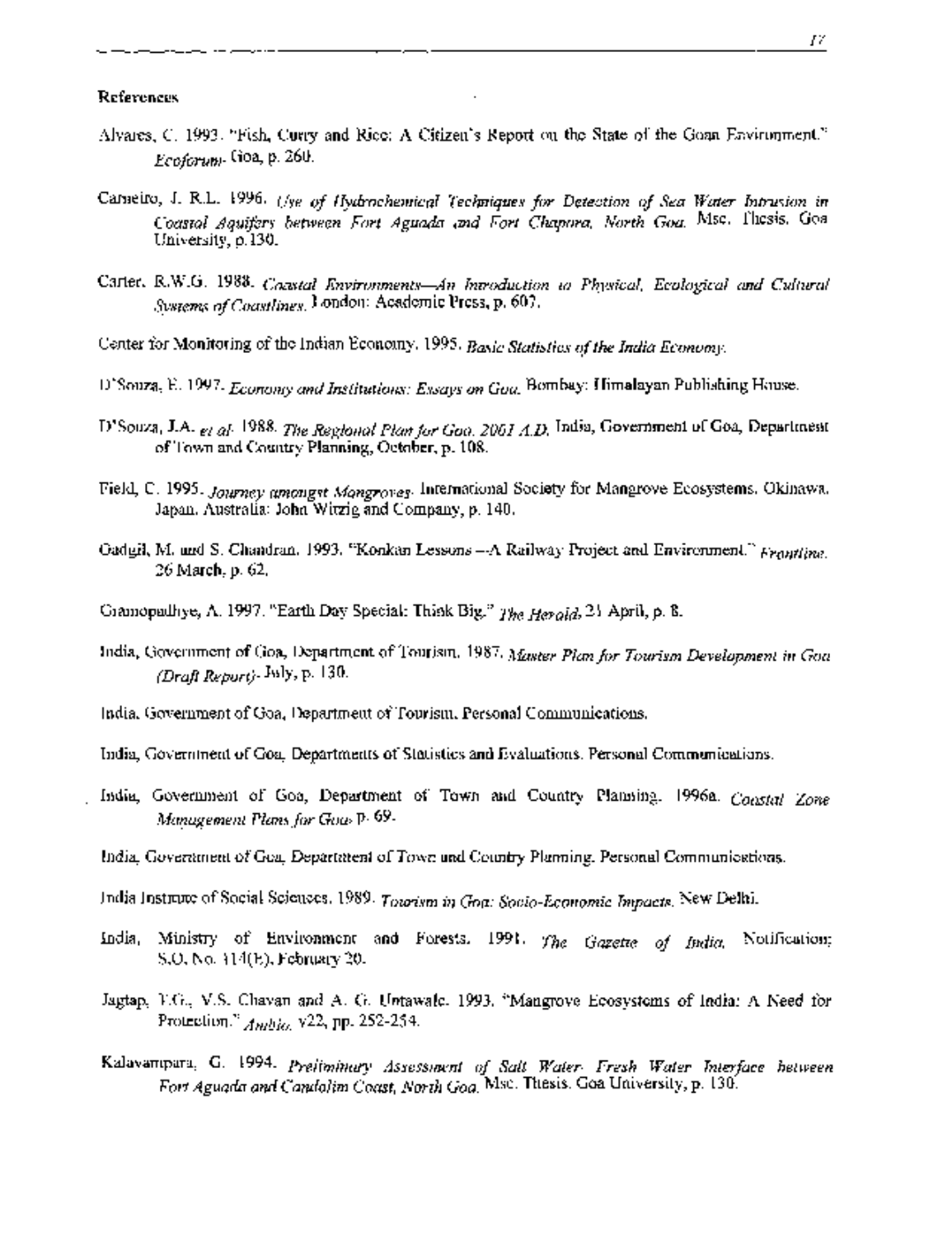**References**

Alvares, C. 1993. "Fish, Curry and Rice: A Citizen's Report on the State of the Goan Environment." *Ecoforum*. Goa, p. 260.

Carneiro, J. R.L. 1996. *Use of Hydrochemical Techniques for Detection of Sea Water Intrusion in Coastal Aquifers between Fort Aguada and Fort Chapora, North Goa*. Msc. Thesis. Goa University, p.130.

Carter, R.W.G. 1988. *Coastal Environments—An Introduction to Physical, Ecological and Cultural Systems of Coastlines*. London: Academic Press, p. 607.

Center for Monitoring of the Indian Economy. 1995. *Basic Statistics of the India Economy*.

D'Souza, E. 1997. *Economy and Institutions: Essays on Goa*. Bombay: Himalayan Publishing House.

D'Souza, J.A. *et al*. 1988. *The Regional Plan for Goa. 2001 A.D.* India, Government of Goa, Department of Town and Country Planning, October, p. 108.

Field, C. 1995. *Journey amongst Mangroves*. International Society for Mangrove Ecosystems. Okinawa, Japan. Australia: John Witzig and Company, p. 140.

Gadgil, M. and S. Chandran. 1993. "Konkan Lessons —A Railway Project and Environment." *Frontline*. 26 March, p. 62.

Gramopadhye, A. 1997. "Earth Day Special: Think Big." *The Herald*, 21 April, p. 8.

India, Government of Goa, Department of Tourism. 1987. *Master Plan for Tourism Development in Goa (Draft Report)*. July, p. 130.

India, Government of Goa, Department of Tourism. Personal Communications.

India, Government of Goa, Departments of Statistics and Evaluations. Personal Communications.

India, Government of Goa, Department of Town and Country Planning. 1996a. *Coastal Zone Management Plans for Goa*. p. 69.

India, Government of Goa, Department of Town and Country Planning. Personal Communications.

India Institute of Social Sciences. 1989. *Tourism in Goa: Socio-Economic Impacts*. New Delhi.

India, Ministry of Environment and Forests. 1991. *The Gazette of India*, Notification; S.O. No. 114(E), February 20.

Jagtap, T.G., V.S. Chavan and A. G. Untawale. 1993. "Mangrove Ecosystems of India: A Need for Protection." *Ambio*. v22, pp. 252-254.

Kalavampara, G. 1994. *Preliminary Assessment of Salt Water- Fresh Water Interface between Fort Aguada and Candolim Coast, North Goa*. Msc. Thesis. Goa University, p. 130.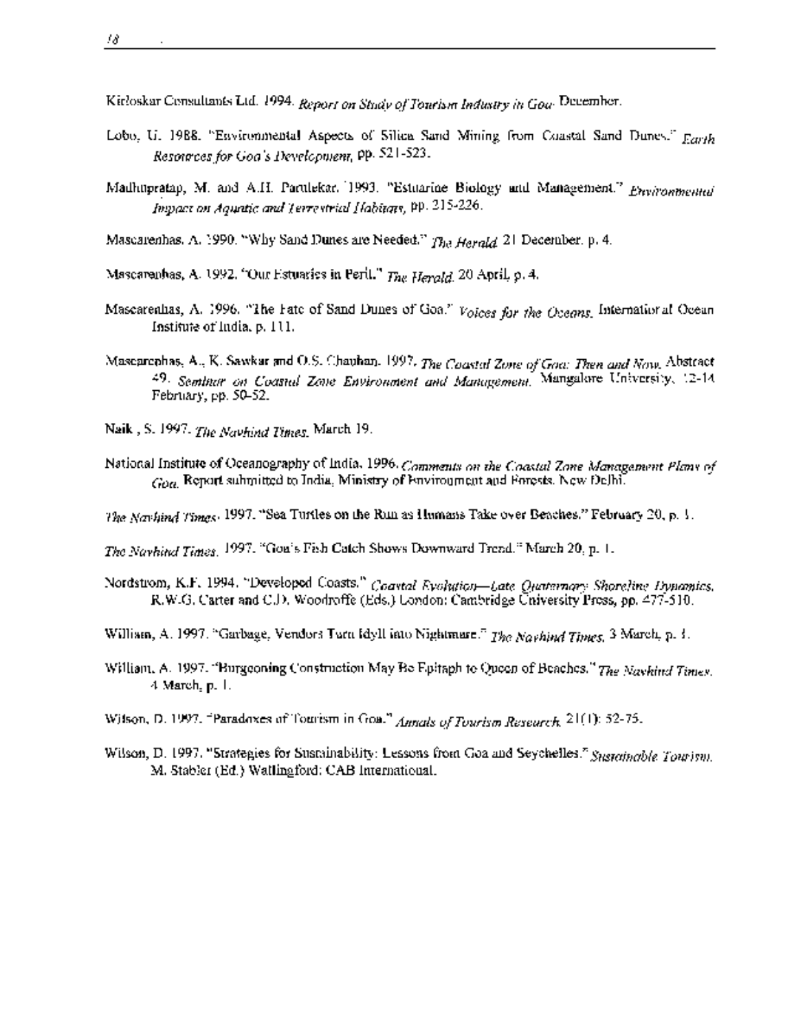Kirloskar Consultants Ltd. 1994. *Report on Study of Tourism Industry in Goa.* December.

Lobo, U. 1988. "Environmental Aspects of Silica Sand Mining from Coastal Sand Dunes." *Earth Resources for Goa's Development,* pp. 521-523.

Madhupratap, M. and A.H. Parulekar. 1993. "Estuarine Biology and Management." *Environmental Impact on Aquatic and Terrestrial Habitats,* pp. 215-226.

Mascarenhas, A. 1990. "Why Sand Dunes are Needed." *The Herald.* 21 December. p. 4.

Mascarenhas, A. 1992. "Our Estuaries in Peril." *The Herald.* 20 April, p. 4.

Mascarenhas, A. 1996. "The Fate of Sand Dunes of Goa." *Voices for the Oceans.* International Ocean Institute of India. p. 111.

Mascarenhas, A., K. Sawkar and O.S. Chauhan. 1997. *The Coastal Zone of Goa: Then and Now.* Abstract 49. *Seminar on Coastal Zone Environment and Management.* Mangalore University, 12-14 February, pp. 50-52.

Naik , S. 1997. *The Navhind Times.* March 19.

National Institute of Oceanography of India. 1996. *Comments on the Coastal Zone Management Plans of Goa.* Report submitted to India, Ministry of Environment and Forests. New Delhi.

*The Navhind Times.* 1997. "Sea Turtles on the Run as Humans Take over Beaches." February 20, p. 1.

*The Navhind Times.* 1997. "Goa's Fish Catch Shows Downward Trend." March 20, p. 1.

Nordstrom, K.F. 1994. "Developed Coasts." *Coastal Evolution—Late Quaternary Shoreline Dynamics.* R.W.G. Carter and C.D. Woodroffe (Eds.) London: Cambridge University Press, pp. 477-510.

William, A. 1997. "Garbage, Vendors Turn Idyll into Nightmare." *The Navhind Times.* 3 March, p. 1.

William, A. 1997. "Burgeoning Construction May Be Epitaph to Queen of Beaches." *The Navhind Times.* 4 March, p. 1.

Wilson, D. 1997. "Paradoxes of Tourism in Goa." *Annals of Tourism Research.* 21(1): 52-75.

Wilson, D. 1997. "Strategies for Sustainability: Lessons from Goa and Seychelles." *Sustainable Tourism.* M. Stabler (Ed.) Wallingford: CAB International.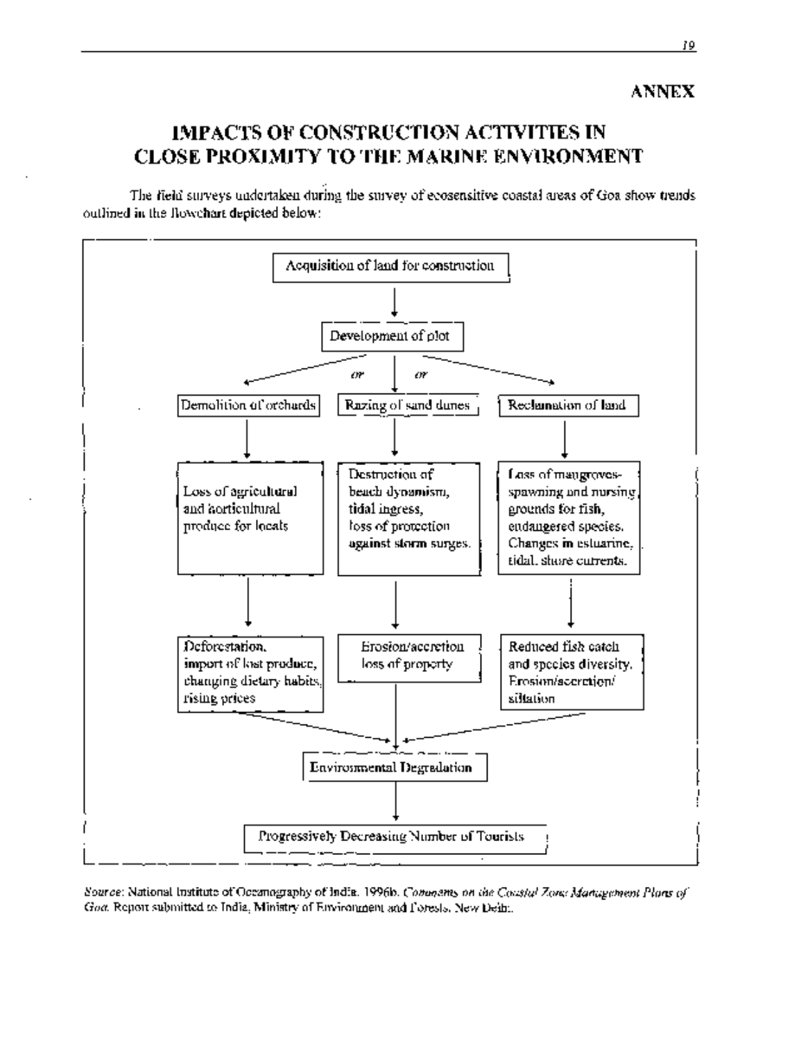# ANNEX

## IMPACTS OF CONSTRUCTION ACTIVITIES IN CLOSE PROXIMITY TO THE MARINE ENVIRONMENT

The field surveys undertaken during the survey of ecosensitive coastal areas of Goa show trends outlined in the flowchart depicted below:

Acquisition of land for construction

↓

Development of plot

↓ (or / or)

| Demolition of orchards | Razing of sand dunes | Reclamation of land |
|---|---|---|
| ↓ | ↓ | ↓ |
| Loss of agricultural and horticultural produce for locals | Destruction of beach dynamism, tidal ingress, loss of protection against storm surges. | Loss of mangroves-spawning and nursing grounds for fish, endangered species. Changes in estuarine, tidal, shore currents. |
| ↓ | ↓ | ↓ |
| Deforestation, import of lost produce, changing dietary habits, rising prices | Erosion/accretion loss of property | Reduced fish catch and species diversity. Erosion/accretion/ siltation |

↓

Environmental Degradation

↓

Progressively Decreasing Number of Tourists

*Source*: National Institute of Oceanography of India. 1996b. *Comments on the Coastal Zone Management Plans of Goa.* Report submitted to India, Ministry of Environment and Forests, New Delhi.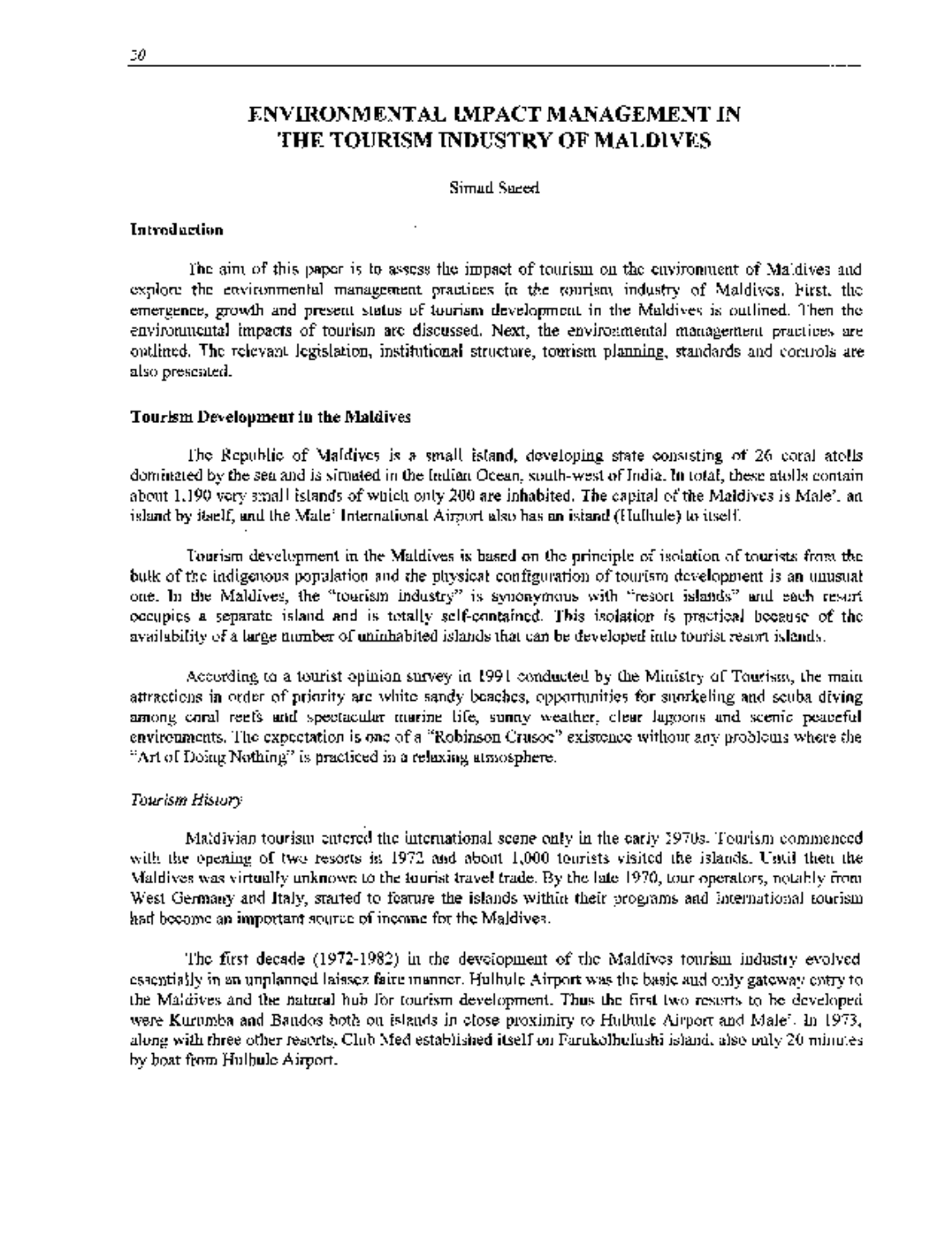# ENVIRONMENTAL IMPACT MANAGEMENT IN THE TOURISM INDUSTRY OF MALDIVES

Simad Saeed

## Introduction

The aim of this paper is to assess the impact of tourism on the environment of Maldives and explore the environmental management practices in the tourism industry of Maldives. First, the emergence, growth and present status of tourism development in the Maldives is outlined. Then the environmental impacts of tourism are discussed. Next, the environmental management practices are outlined. The relevant legislation, institutional structure, tourism planning, standards and controls are also presented.

## Tourism Development in the Maldives

The Republic of Maldives is a small island, developing state consisting of 26 coral atolls dominated by the sea and is situated in the Indian Ocean, south-west of India. In total, these atolls contain about 1,190 very small islands of which only 200 are inhabited. The capital of the Maldives is Male', an island by itself, and the Male' International Airport also has an island (Hulhule) to itself.

Tourism development in the Maldives is based on the principle of isolation of tourists from the bulk of the indigenous population and the physical configuration of tourism development is an unusual one. In the Maldives, the "tourism industry" is synonymous with "resort islands" and each resort occupies a separate island and is totally self-contained. This isolation is practical because of the availability of a large number of uninhabited islands that can be developed into tourist resort islands.

According to a tourist opinion survey in 1991 conducted by the Ministry of Tourism, the main attractions in order of priority are white sandy beaches, opportunities for snorkeling and scuba diving among coral reefs and spectacular marine life, sunny weather, clear lagoons and scenic peaceful environments. The expectation is one of a "Robinson Crusoe" existence without any problems where the "Art of Doing Nothing" is practiced in a relaxing atmosphere.

### *Tourism History*

Maldivian tourism entered the international scene only in the early 1970s. Tourism commenced with the opening of two resorts in 1972 and about 1,000 tourists visited the islands. Until then the Maldives was virtually unknown to the tourist travel trade. By the late 1970, tour operators, notably from West Germany and Italy, started to feature the islands within their programs and international tourism had become an important source of income for the Maldives.

The first decade (1972-1982) in the development of the Maldives tourism industry evolved essentially in an unplanned laissez faire manner. Hulhule Airport was the basic and only gateway entry to the Maldives and the natural hub for tourism development. Thus the first two resorts to be developed were Kurumba and Bandos both on islands in close proximity to Hulhule Airport and Male'. In 1973, along with three other resorts, Club Med established itself on Farukolhufushi island, also only 20 minutes by boat from Hulhule Airport.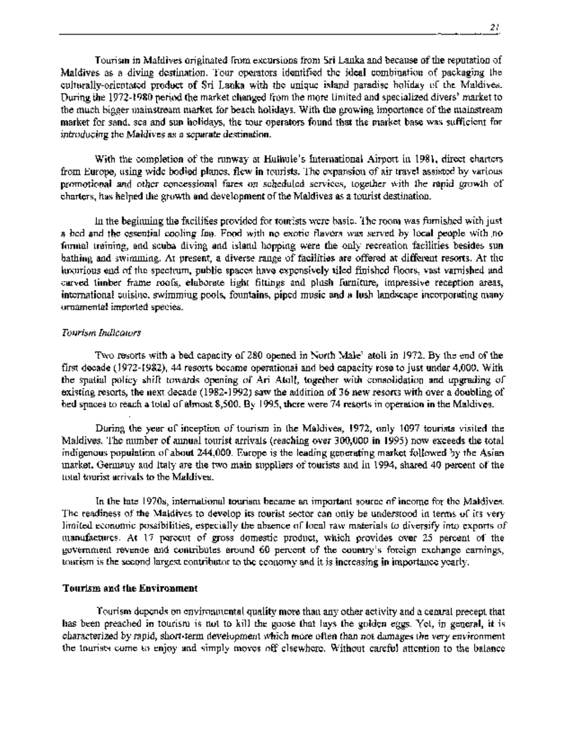Tourism in Maldives originated from excursions from Sri Lanka and because of the reputation of Maldives as a diving destination. Tour operators identified the ideal combination of packaging the culturally-orientated product of Sri Lanka with the unique island paradise holiday of the Maldives. During the 1972-1980 period the market changed from the more limited and specialized divers' market to the much bigger mainstream market for beach holidays. With the growing importance of the mainstream market for sand, sea and sun holidays, the tour operators found that the market base was sufficient for introducing the Maldives as a separate destination.

With the completion of the runway at Hulhule's International Airport in 1981, direct charters from Europe, using wide bodied planes, flew in tourists. The expansion of air travel assisted by various promotional and other concessional fares on scheduled services, together with the rapid growth of charters, has helped the growth and development of the Maldives as a tourist destination.

In the beginning the facilities provided for tourists were basic. The room was furnished with just a bed and the essential cooling fan. Food with no exotic flavors was served by local people with no formal training, and scuba diving and island hopping were the only recreation facilities besides sun bathing and swimming. At present, a diverse range of facilities are offered at different resorts. At the luxurious end of the spectrum, public spaces have expensively tiled finished floors, vast varnished and carved timber frame roofs, elaborate light fittings and plush furniture, impressive reception areas, international cuisine, swimming pools, fountains, piped music and a lush landscape incorporating many ornamental imported species.

*Tourism Indicators*

Two resorts with a bed capacity of 280 opened in North Male' atoll in 1972. By the end of the first decade (1972-1982), 44 resorts became operational and bed capacity rose to just under 4,000. With the spatial policy shift towards opening of Ari Atoll, together with consolidation and upgrading of existing resorts, the next decade (1982-1992) saw the addition of 36 new resorts with over a doubling of bed spaces to reach a total of almost 8,500. By 1995, there were 74 resorts in operation in the Maldives.

During the year of inception of tourism in the Maldives, 1972, only 1097 tourists visited the Maldives. The number of annual tourist arrivals (reaching over 300,000 in 1995) now exceeds the total indigenous population of about 244,000. Europe is the leading generating market followed by the Asian market. Germany and Italy are the two main suppliers of tourists and in 1994, shared 40 percent of the total tourist arrivals to the Maldives.

In the late 1970s, international tourism became an important source of income for the Maldives. The readiness of the Maldives to develop its tourist sector can only be understood in terms of its very limited economic possibilities, especially the absence of local raw materials to diversify into exports of manufactures. At 17 percent of gross domestic product, which provides over 25 percent of the government revenue and contributes around 60 percent of the country's foreign exchange earnings, tourism is the second largest contributor to the economy and it is increasing in importance yearly.

**Tourism and the Environment**

Tourism depends on environmental quality more than any other activity and a central precept that has been preached in tourism is not to kill the goose that lays the golden eggs. Yet, in general, it is characterized by rapid, short-term development which more often than not damages the very environment the tourists come to enjoy and simply moves off elsewhere. Without careful attention to the balance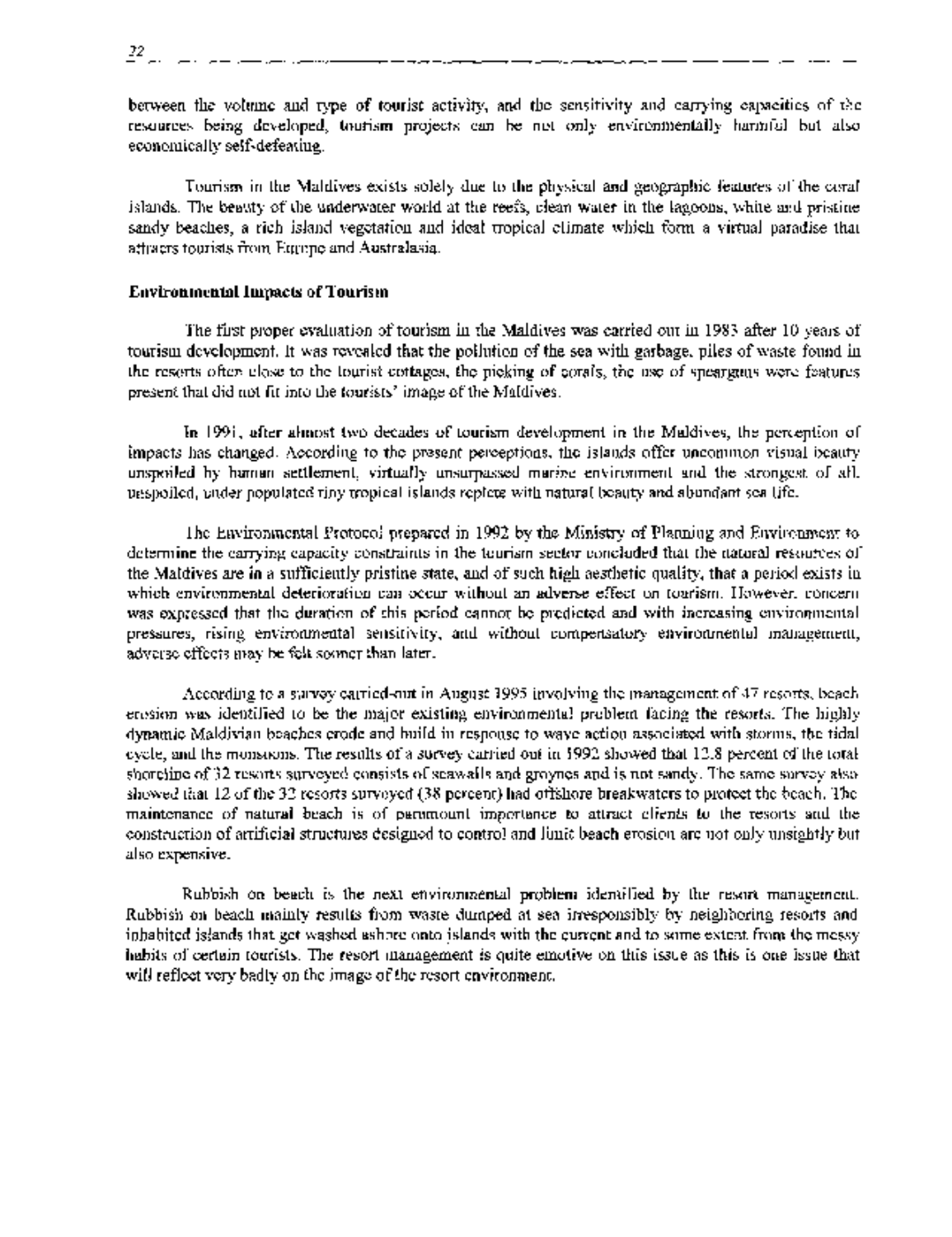between the volume and type of tourist activity, and the sensitivity and carrying capacities of the resources being developed, tourism projects can be not only environmentally harmful but also economically self-defeating.

Tourism in the Maldives exists solely due to the physical and geographic features of the coral islands. The beauty of the underwater world at the reefs, clean water in the lagoons, white and pristine sandy beaches, a rich island vegetation and ideal tropical climate which form a virtual paradise that attracts tourists from Europe and Australasia.

**Environmental Impacts of Tourism**

The first proper evaluation of tourism in the Maldives was carried out in 1983 after 10 years of tourism development. It was revealed that the pollution of the sea with garbage, piles of waste found in the resorts often close to the tourist cottages, the picking of corals, the use of spearguns were features present that did not fit into the tourists' image of the Maldives.

In 1991, after almost two decades of tourism development in the Maldives, the perception of impacts has changed. According to the present perceptions, the islands offer uncommon visual beauty unspoiled by human settlement, virtually unsurpassed marine environment and the strongest of all, unspoiled, under populated tiny tropical islands replete with natural beauty and abundant sea life.

The Environmental Protocol prepared in 1992 by the Ministry of Planning and Environment to determine the carrying capacity constraints in the tourism sector concluded that the natural resources of the Maldives are in a sufficiently pristine state, and of such high aesthetic quality, that a period exists in which environmental deterioration can occur without an adverse effect on tourism. However, concern was expressed that the duration of this period cannot be predicted and with increasing environmental pressures, rising environmental sensitivity, and without compensatory environmental management, adverse effects may be felt sooner than later.

According to a survey carried-out in August 1995 involving the management of 47 resorts, beach erosion was identified to be the major existing environmental problem facing the resorts. The highly dynamic Maldivian beaches erode and build in response to wave action associated with storms, the tidal cycle, and the monsoons. The results of a survey carried out in 1992 showed that 12.8 percent of the total shoreline of 32 resorts surveyed consists of seawalls and groynes and is not sandy. The same survey also showed that 12 of the 32 resorts surveyed (38 percent) had offshore breakwaters to protect the beach. The maintenance of natural beach is of paramount importance to attract clients to the resorts and the construction of artificial structures designed to control and limit beach erosion are not only unsightly but also expensive.

Rubbish on beach is the next environmental problem identified by the resort management. Rubbish on beach mainly results from waste dumped at sea irresponsibly by neighboring resorts and inhabited islands that get washed ashore onto islands with the current and to some extent from the messy habits of certain tourists. The resort management is quite emotive on this issue as this is one issue that will reflect very badly on the image of the resort environment.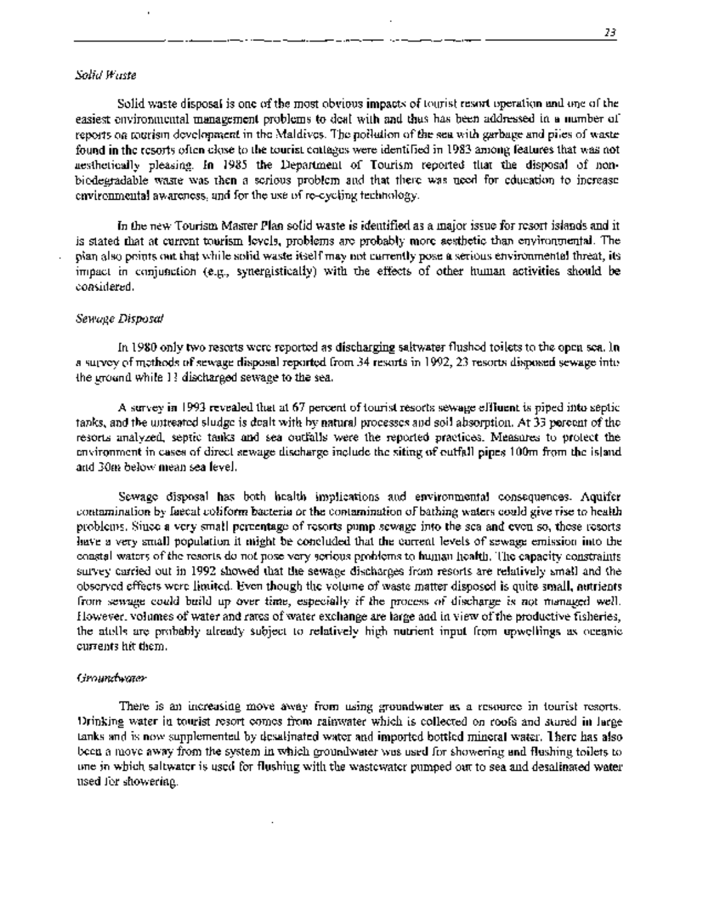*Solid Waste*

Solid waste disposal is one of the most obvious impacts of tourist resort operation and one of the easiest environmental management problems to deal with and thus has been addressed in a number of reports on tourism development in the Maldives. The pollution of the sea with garbage and piles of waste found in the resorts often close to the tourist cottages were identified in 1983 among features that was not aesthetically pleasing. In 1985 the Department of Tourism reported that the disposal of non-biodegradable waste was then a serious problem and that there was need for education to increase environmental awareness, and for the use of re-cycling technology.

In the new Tourism Master Plan solid waste is identified as a major issue for resort islands and it is stated that at current tourism levels, problems are probably more aesthetic than environmental. The plan also points out that while solid waste itself may not currently pose a serious environmental threat, its impact in conjunction (e.g., synergistically) with the effects of other human activities should be considered.

*Sewage Disposal*

In 1980 only two resorts were reported as discharging saltwater flushed toilets to the open sea. In a survey of methods of sewage disposal reported from 34 resorts in 1992, 23 resorts disposed sewage into the ground while 11 discharged sewage to the sea.

A survey in 1993 revealed that at 67 percent of tourist resorts sewage effluent is piped into septic tanks, and the untreated sludge is dealt with by natural processes and soil absorption. At 33 percent of the resorts analyzed, septic tanks and sea outfalls were the reported practices. Measures to protect the environment in cases of direct sewage discharge include the siting of outfall pipes 100m from the island and 30m below mean sea level.

Sewage disposal has both health implications and environmental consequences. Aquifer contamination by faecal coliform bacteria or the contamination of bathing waters could give rise to health problems. Since a very small percentage of resorts pump sewage into the sea and even so, these resorts have a very small population it might be concluded that the current levels of sewage emission into the coastal waters of the resorts do not pose very serious problems to human health. The capacity constraints survey carried out in 1992 showed that the sewage discharges from resorts are relatively small and the observed effects were limited. Even though the volume of waste matter disposed is quite small, nutrients from sewage could build up over time, especially if the process of discharge is not managed well. However, volumes of water and rates of water exchange are large and in view of the productive fisheries, the atolls are probably already subject to relatively high nutrient input from upwellings as oceanic currents hit them.

*Groundwater*

There is an increasing move away from using groundwater as a resource in tourist resorts. Drinking water in tourist resort comes from rainwater which is collected on roofs and stored in large tanks and is now supplemented by desalinated water and imported bottled mineral water. There has also been a move away from the system in which groundwater was used for showering and flushing toilets to one in which saltwater is used for flushing with the wastewater pumped out to sea and desalinated water used for showering.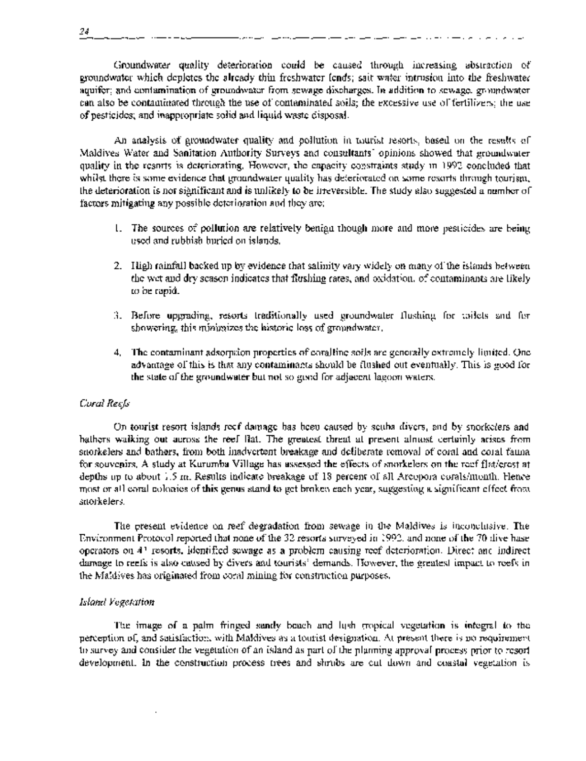Groundwater quality deterioration could be caused through increasing abstraction of groundwater which depletes the already thin freshwater lends; salt water intrusion into the freshwater aquifer; and contamination of groundwater from sewage discharges. In addition to sewage, groundwater can also be contaminated through the use of contaminated soils; the excessive use of fertilizers; the use of pesticides; and inappropriate solid and liquid waste disposal.

An analysis of groundwater quality and pollution in tourist resorts, based on the results of Maldives Water and Sanitation Authority Surveys and consultants' opinions showed that groundwater quality in the resorts is deteriorating. However, the capacity constraints study in 1993 concluded that whilst there is some evidence that groundwater quality has deteriorated on some resorts through tourism, the deterioration is not significant and is unlikely to be irreversible. The study also suggested a number of factors mitigating any possible deterioration and they are:

1. The sources of pollution are relatively benign though more and more pesticides are being used and rubbish buried on islands.

2. High rainfall backed up by evidence that salinity vary widely on many of the islands between the wet and dry season indicates that flushing rates, and oxidation, of contaminants are likely to be rapid.

3. Before upgrading, resorts traditionally used groundwater flushing for toilets and for showering, this minimizes the historic loss of groundwater.

4. The contaminant adsorption properties of coralline soils are generally extremely limited. One advantage of this is that any contaminants should be flushed out eventually. This is good for the state of the groundwater but not so good for adjacent lagoon waters.

*Coral Reefs*

On tourist resort islands reef damage has been caused by scuba divers, and by snorkelers and bathers walking out across the reef flat. The greatest threat at present almost certainly arises from snorkelers and bathers, from both inadvertent breakage and deliberate removal of coral and coral fauna for souvenirs. A study at Kurumba Village has assessed the effects of snorkelers on the reef flat/crest at depths up to about 1.5 m. Results indicate breakage of 18 percent of all Acropora corals/month. Hence most or all coral colonies of this genus stand to get broken each year, suggesting a significant effect from snorkelers.

The present evidence on reef degradation from sewage in the Maldives is inconclusive. The Environment Protocol reported that none of the 32 resorts surveyed in 1992, and none of the 70 dive base operators on 41 resorts, identified sewage as a problem causing reef deterioration. Direct and indirect damage to reefs is also caused by divers and tourists' demands. However, the greatest impact to reefs in the Maldives has originated from coral mining for construction purposes.

*Island Vegetation*

The image of a palm fringed sandy beach and lush tropical vegetation is integral to the perception of, and satisfaction with Maldives as a tourist designation. At present there is no requirement to survey and consider the vegetation of an island as part of the planning approval process prior to resort development. In the construction process trees and shrubs are cut down and coastal vegetation is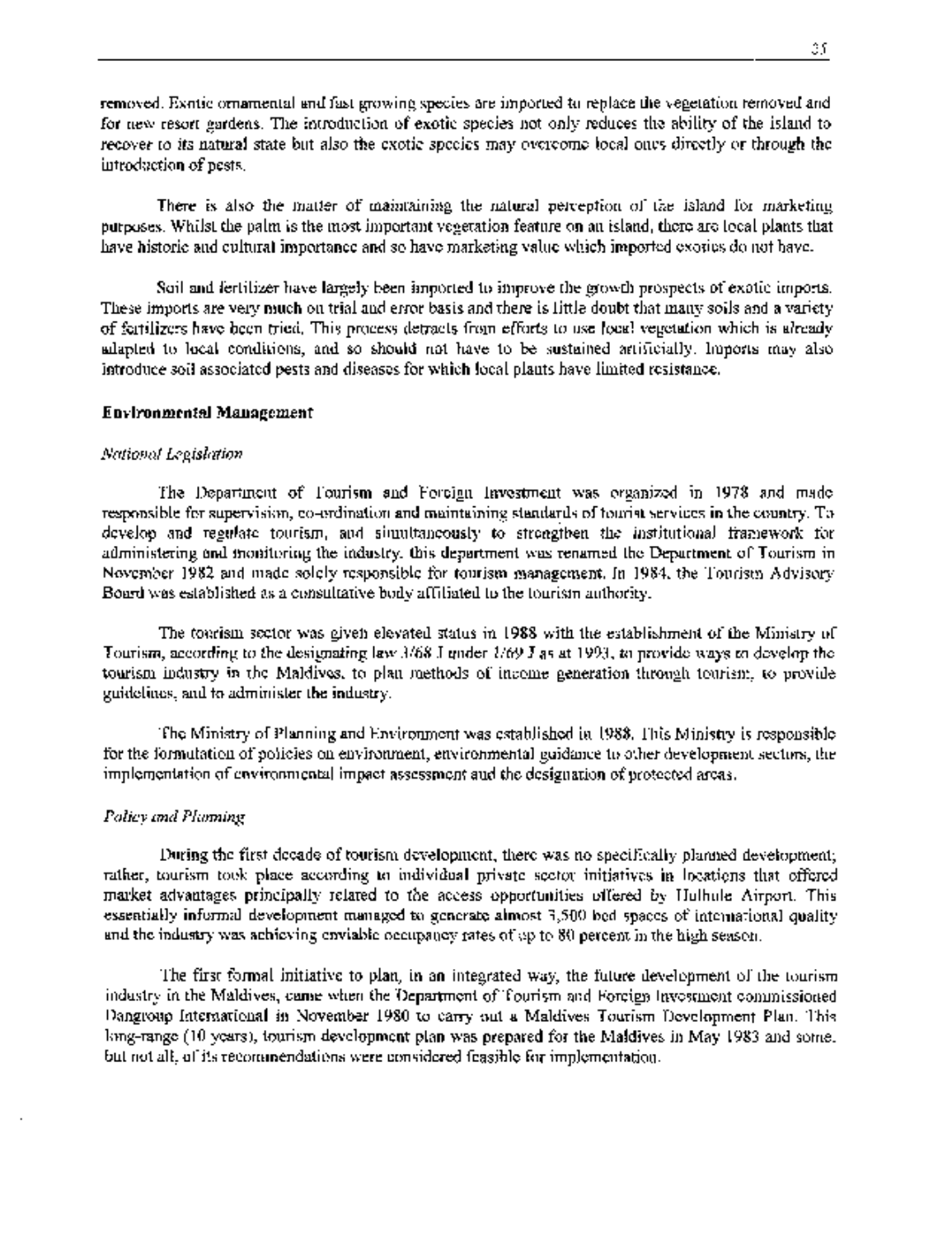removed. Exotic ornamental and fast growing species are imported to replace the vegetation removed and for new resort gardens. The introduction of exotic species not only reduces the ability of the island to recover to its natural state but also the exotic species may overcome local ones directly or through the introduction of pests.

There is also the matter of maintaining the natural perception of the island for marketing purposes. Whilst the palm is the most important vegetation feature on an island, there are local plants that have historic and cultural importance and so have marketing value which imported exotics do not have.

Soil and fertilizer have largely been imported to improve the growth prospects of exotic imports. These imports are very much on trial and error basis and there is little doubt that many soils and a variety of fertilizers have been tried. This process detracts from efforts to use local vegetation which is already adapted to local conditions, and so should not have to be sustained artificially. Imports may also introduce soil associated pests and diseases for which local plants have limited resistance.

**Environmental Management**

*National Legislation*

The Department of Tourism and Foreign Investment was organized in 1978 and made responsible for supervision, co-ordination and maintaining standards of tourist services in the country. To develop and regulate tourism, and simultaneously to strengthen the institutional framework for administering and monitoring the industry, this department was renamed the Department of Tourism in November 1982 and made solely responsible for tourism management. In 1984, the Tourism Advisory Board was established as a consultative body affiliated to the tourism authority.

The tourism sector was given elevated status in 1988 with the establishment of the Ministry of Tourism, according to the designating law 3/68 [ under 1/69 ] as at 1993, to provide ways to develop the tourism industry in the Maldives, to plan methods of income generation through tourism, to provide guidelines, and to administer the industry.

The Ministry of Planning and Environment was established in 1988. This Ministry is responsible for the formulation of policies on environment, environmental guidance to other development sectors, the implementation of environmental impact assessment and the designation of protected areas.

*Policy and Planning*

During the first decade of tourism development, there was no specifically planned development; rather, tourism took place according to individual private sector initiatives in locations that offered market advantages principally related to the access opportunities offered by Hulhule Airport. This essentially informal development managed to generate almost 3,500 bed spaces of international quality and the industry was achieving enviable occupancy rates of up to 80 percent in the high season.

The first formal initiative to plan, in an integrated way, the future development of the tourism industry in the Maldives, came when the Department of Tourism and Foreign Investment commissioned Dangroup International in November 1980 to carry out a Maldives Tourism Development Plan. This long-range (10 years), tourism development plan was prepared for the Maldives in May 1983 and some, but not all, of its recommendations were considered feasible for implementation.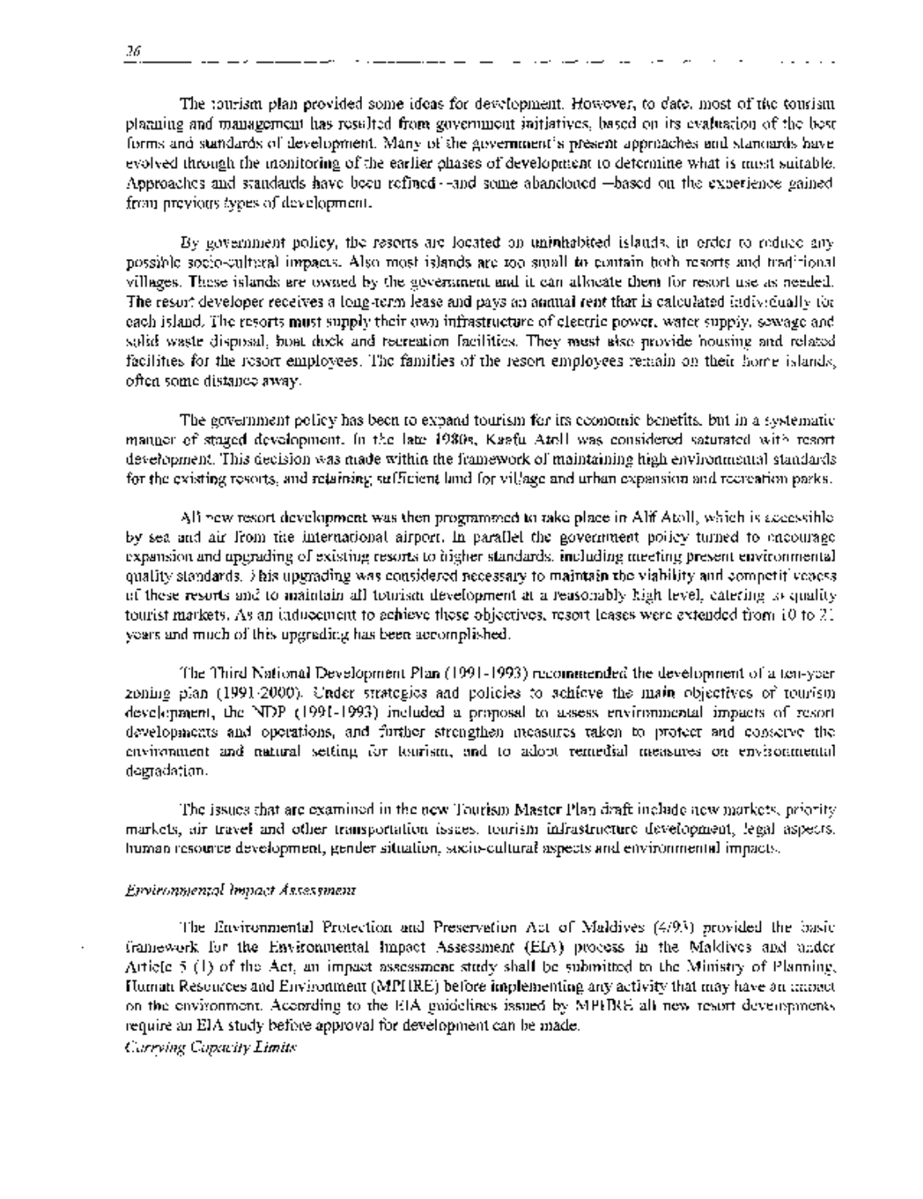The tourism plan provided some ideas for development. However, to date, most of the tourism planning and management has resulted from government initiatives, based on its evaluation of the best forms and standards of development. Many of the government's present approaches and standards have evolved through the monitoring of the earlier phases of development to determine what is most suitable. Approaches and standards have been refined --and some abandoned --based on the experience gained from previous types of development.

By government policy, the resorts are located on uninhabited islands, in order to reduce any possible socio-cultural impacts. Also most islands are too small to contain both resorts and traditional villages. These islands are owned by the government and it can allocate them for resort use as needed. The resort developer receives a long-term lease and pays an annual rent that is calculated individually for each island. The resorts must supply their own infrastructure of electric power, water supply, sewage and solid waste disposal, boat dock and recreation facilities. They must also provide housing and related facilities for the resort employees. The families of the resort employees remain on their home islands, often some distance away.

The government policy has been to expand tourism for its economic benefits, but in a systematic manner of staged development. In the late 1980s, Kaafu Atoll was considered saturated with resort development. This decision was made within the framework of maintaining high environmental standards for the existing resorts, and retaining sufficient land for village and urban expansion and recreation parks.

All new resort development was then programmed to take place in Alif Atoll, which is accessible by sea and air from the international airport. In parallel the government policy turned to encourage expansion and upgrading of existing resorts to higher standards, including meeting present environmental quality standards. This upgrading was considered necessary to maintain the viability and competitiveness of these resorts and to maintain all tourism development at a reasonably high level, catering to quality tourist markets. As an inducement to achieve these objectives, resort leases were extended from 10 to 21 years and much of this upgrading has been accomplished.

The Third National Development Plan (1991-1993) recommended the development of a ten-year zoning plan (1991-2000). Under strategies and policies to achieve the main objectives of tourism development, the NDP (1991-1993) included a proposal to assess environmental impacts of resort developments and operations, and further strengthen measures taken to protect and conserve the environment and natural setting for tourism, and to adopt remedial measures on environmental degradation.

The issues that are examined in the new Tourism Master Plan draft include new markets, priority markets, air travel and other transportation issues, tourism infrastructure development, legal aspects, human resource development, gender situation, socio-cultural aspects and environmental impacts.

*Environmental Impact Assessment*

The Environmental Protection and Preservation Act of Maldives (4/93) provided the basic framework for the Environmental Impact Assessment (EIA) process in the Maldives and under Article 5 (1) of the Act, an impact assessment study shall be submitted to the Ministry of Planning, Human Resources and Environment (MPHRE) before implementing any activity that may have an impact on the environment. According to the EIA guidelines issued by MPHRE all new resort developments require an EIA study before approval for development can be made.

*Carrying Capacity Limits*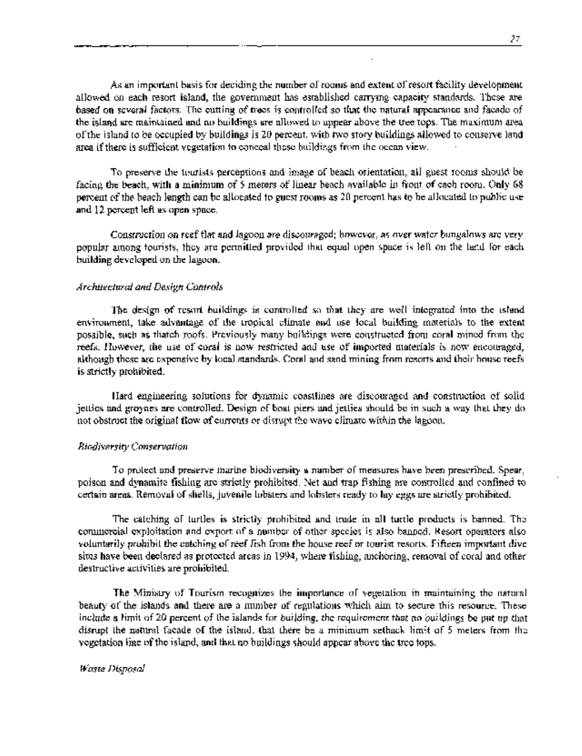As an important basis for deciding the number of rooms and extent of resort facility development allowed on each resort island, the government has established carrying capacity standards. These are based on several factors. The cutting of trees is controlled so that the natural appearance and facade of the island are maintained and no buildings are allowed to appear above the tree tops. The maximum area of the island to be occupied by buildings is 20 percent, with two story buildings allowed to conserve land area if there is sufficient vegetation to conceal these buildings from the ocean view.

To preserve the tourists perceptions and image of beach orientation, all guest rooms should be facing the beach, with a minimum of 5 meters of linear beach available in front of each room. Only 68 percent of the beach length can be allocated to guest rooms as 20 percent has to be allocated to public use and 12 percent left as open space.

Construction on reef flat and lagoon are discouraged; however, as over water bungalows are very popular among tourists, they are permitted provided that equal open space is left on the land for each building developed on the lagoon.

*Architectural and Design Controls*

The design of resort buildings is controlled so that they are well integrated into the island environment, take advantage of the tropical climate and use local building materials to the extent possible, such as thatch roofs. Previously many buildings were constructed from coral mined from the reefs. However, the use of coral is now restricted and use of imported materials is now encouraged, although these are expensive by local standards. Coral and sand mining from resorts and their house reefs is strictly prohibited.

Hard engineering solutions for dynamic coastlines are discouraged and construction of solid jetties and groynes are controlled. Design of boat piers and jetties should be in such a way that they do not obstruct the original flow of currents or disrupt the wave climate within the lagoon.

*Biodiversity Conservation*

To protect and preserve marine biodiversity a number of measures have been prescribed. Spear, poison and dynamite fishing are strictly prohibited. Net and trap fishing are controlled and confined to certain areas. Removal of shells, juvenile lobsters and lobsters ready to lay eggs are strictly prohibited.

The catching of turtles is strictly prohibited and trade in all turtle products is banned. The commercial exploitation and export of a number of other species is also banned. Resort operators also voluntarily prohibit the catching of reef fish from the house reef or tourist resorts. Fifteen important dive sites have been declared as protected areas in 1994, where fishing, anchoring, removal of coral and other destructive activities are prohibited.

The Ministry of Tourism recognizes the importance of vegetation in maintaining the natural beauty of the islands and there are a number of regulations which aim to secure this resource. These include a limit of 20 percent of the islands for building, the requirement that no buildings be put up that disrupt the natural facade of the island, that there be a minimum setback limit of 5 meters from the vegetation line of the island, and that no buildings should appear above the tree tops.

*Waste Disposal*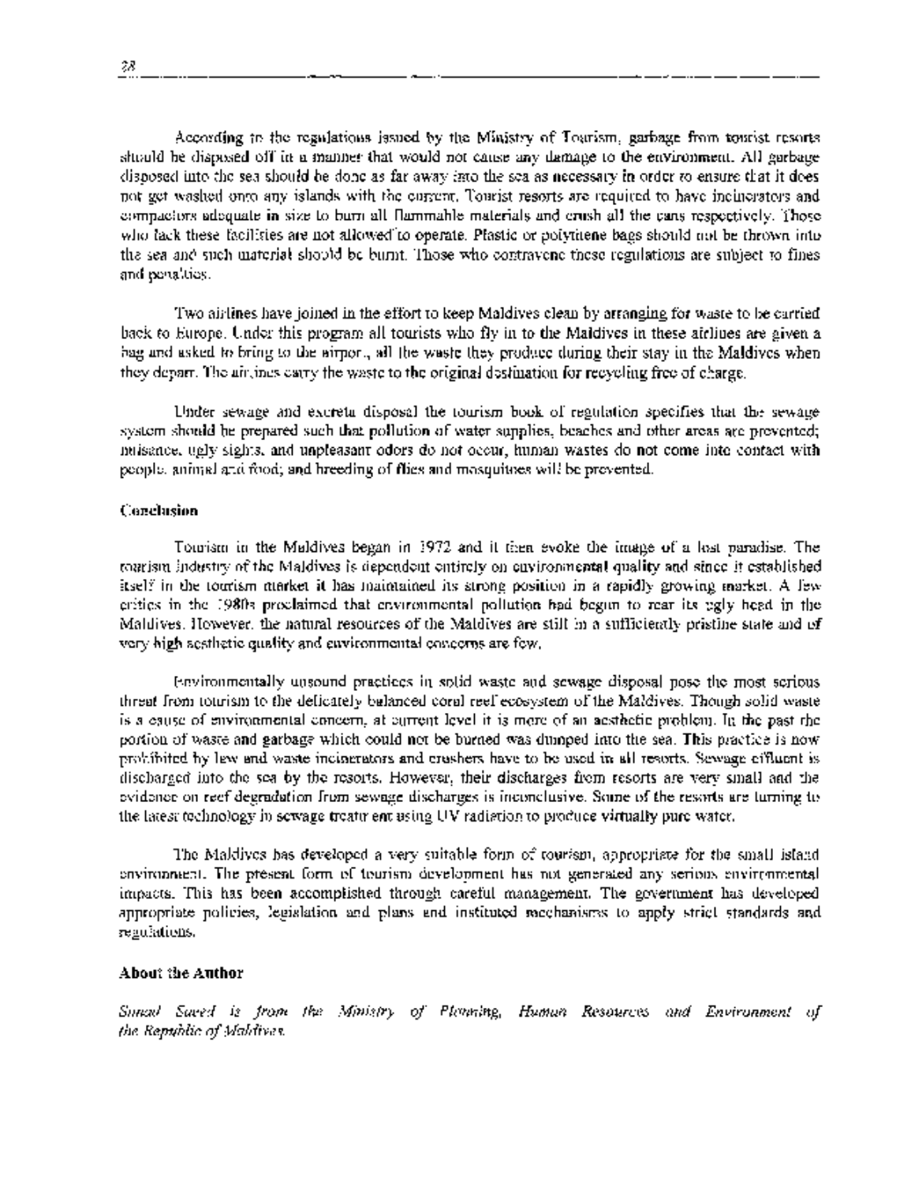According to the regulations issued by the Ministry of Tourism, garbage from tourist resorts should be disposed off in a manner that would not cause any damage to the environment. All garbage disposed into the sea should be done as far away into the sea as necessary in order to ensure that it does not get washed onto any islands with the current. Tourist resorts are required to have incinerators and compactors adequate in size to burn all flammable materials and crush all the cans respectively. Those who lack these facilities are not allowed to operate. Plastic or polythene bags should not be thrown into the sea and such material should be burnt. Those who contravene these regulations are subject to fines and penalties.

Two airlines have joined in the effort to keep Maldives clean by arranging for waste to be carried back to Europe. Under this program all tourists who fly in to the Maldives in these airlines are given a bag and asked to bring to the airport, all the waste they produce during their stay in the Maldives when they depart. The airlines carry the waste to the original destination for recycling free of charge.

Under sewage and excreta disposal the tourism book of regulation specifies that the sewage system should be prepared such that pollution of water supplies, beaches and other areas are prevented; nuisance, ugly sights and unpleasant odors do not occur, human wastes do not come into contact with people, animal and food; and breeding of flies and mosquitoes will be prevented.

**Conclusion**

Tourism in the Maldives began in 1972 and it then evoke the image of a lost paradise. The tourism industry of the Maldives is dependent entirely on environmental quality and since it established itself in the tourism market it has maintained its strong position in a rapidly growing market. A few critics in the 1980s proclaimed that environmental pollution had begun to rear its ugly head in the Maldives. However, the natural resources of the Maldives are still in a sufficiently pristine state and of very high aesthetic quality and environmental concerns are few.

Environmentally unsound practices in solid waste and sewage disposal pose the most serious threat from tourism to the delicately balanced coral reef ecosystem of the Maldives. Though solid waste is a cause of environmental concern, at current level it is more of an aesthetic problem. In the past the portion of waste and garbage which could not be burned was dumped into the sea. This practice is now prohibited by law and waste incinerators and crushers have to be used in all resorts. Sewage effluent is discharged into the sea by the resorts. However, their discharges from resorts are very small and the evidence on reef degradation from sewage discharges is inconclusive. Some of the resorts are turning to the latest technology in sewage treatment using UV radiation to produce virtually pure water.

The Maldives has developed a very suitable form of tourism, appropriate for the small island environment. The present form of tourism development has not generated any serious environmental impacts. This has been accomplished through careful management. The government has developed appropriate policies, legislation and plans and instituted mechanisms to apply strict standards and regulations.

**About the Author**

*Simad Saeed is from the Ministry of Planning, Human Resources and Environment of the Republic of Maldives.*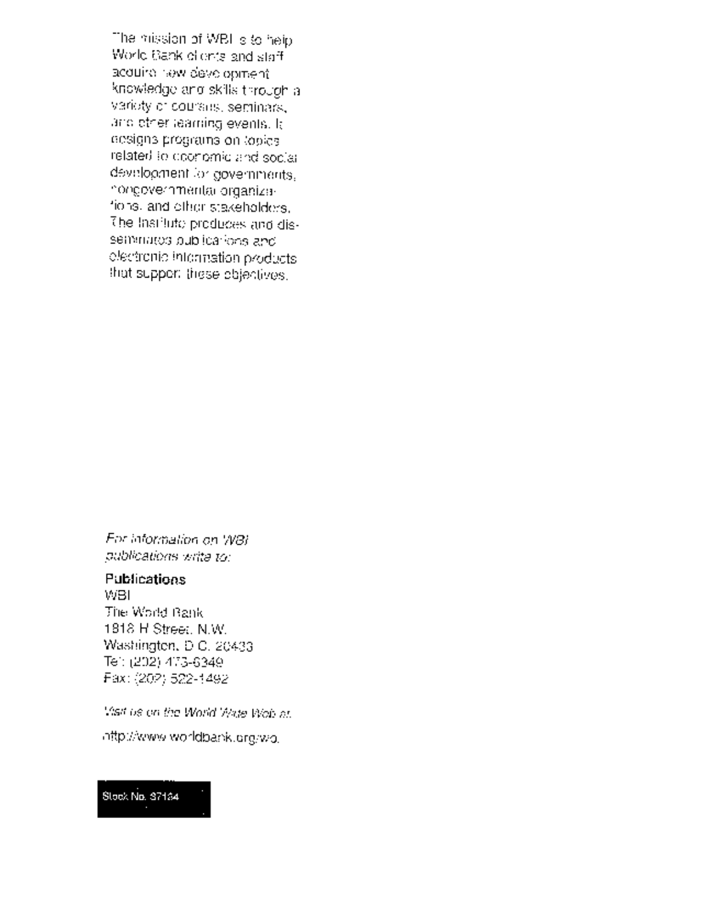The mission of WBI is to help World Bank clients and staff acquire new development knowledge and skills through a variety of courses, seminars, and other learning events. It designs programs on topics related to economic and social development for governments, nongovernmental organizations, and other stakeholders. The Institute produces and disseminates publications and electronic information products that support these objectives.

*For information on WBI publications write to:*

**Publications**
WBI
The World Bank
1818 H Street, N.W.
Washington, D.C. 20433
Tel: (202) 473-6349
Fax: (202) 522-1492

*Visit us on the World Wide Web at:*

http://www.worldbank.org/wbi

Stock No. 37144